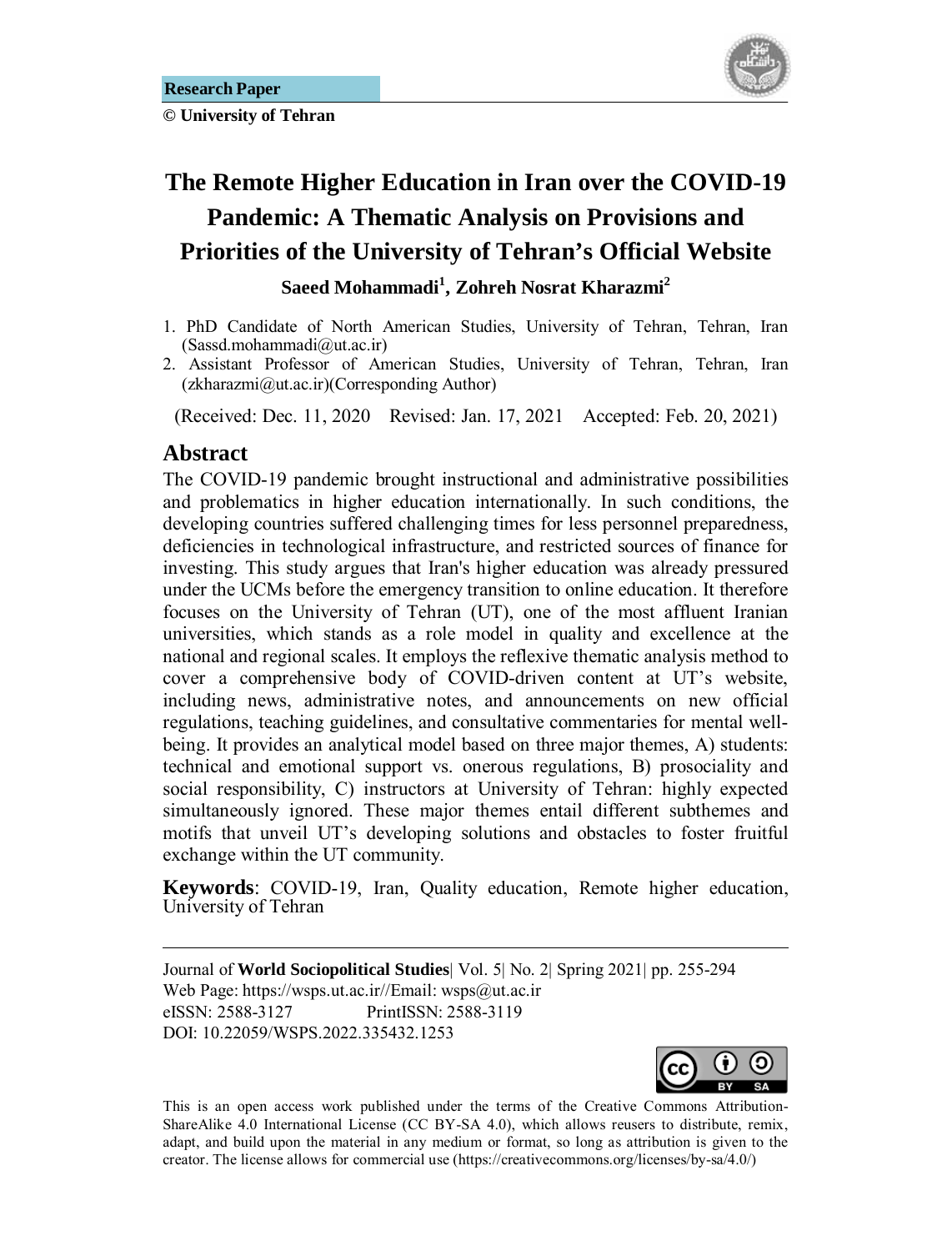Research Paper

© University of Tehran

# The Remote Higher Education in Iran over the COVID-19 Pandemic: A Thematic Analysis on Provisions and Priorities of the University of Tehran's Official Website

**Saeed Mohammadi[1], Zohreh Nosrat Kharazmi[2]**

1. PhD Candidate of North American Studies, University of Tehran, Tehran, Iran (Sassd.mohammadi@ut.ac.ir)
2. Assistant Professor of American Studies, University of Tehran, Tehran, Iran (zkharazmi@ut.ac.ir)(Corresponding Author)

(Received: Dec. 11, 2020 Revised: Jan. 17, 2021 Accepted: Feb. 20, 2021)

## Abstract

The COVID-19 pandemic brought instructional and administrative possibilities and problematics in higher education internationally. In such conditions, the developing countries suffered challenging times for less personnel preparedness, deficiencies in technological infrastructure, and restricted sources of finance for investing. This study argues that Iran's higher education was already pressured under the UCMs before the emergency transition to online education. It therefore focuses on the University of Tehran (UT), one of the most affluent Iranian universities, which stands as a role model in quality and excellence at the national and regional scales. It employs the reflexive thematic analysis method to cover a comprehensive body of COVID-driven content at UT's website, including news, administrative notes, and announcements on new official regulations, teaching guidelines, and consultative commentaries for mental well-being. It provides an analytical model based on three major themes, A) students: technical and emotional support vs. onerous regulations, B) prosociality and social responsibility, C) instructors at University of Tehran: highly expected simultaneously ignored. These major themes entail different subthemes and motifs that unveil UT's developing solutions and obstacles to foster fruitful exchange within the UT community.

**Keywords**: COVID-19, Iran, Quality education, Remote higher education, University of Tehran

---

Journal of **World Sociopolitical Studies**| Vol. 5| No. 2| Spring 2021| pp. 255-294
Web Page: https://wsps.ut.ac.ir//Email: wsps@ut.ac.ir
eISSN: 2588-3127 PrintISSN: 2588-3119
DOI: 10.22059/WSPS.2022.335432.1253

This is an open access work published under the terms of the Creative Commons Attribution-ShareAlike 4.0 International License (CC BY-SA 4.0), which allows reusers to distribute, remix, adapt, and build upon the material in any medium or format, so long as attribution is given to the creator. The license allows for commercial use (https://creativecommons.org/licenses/by-sa/4.0/)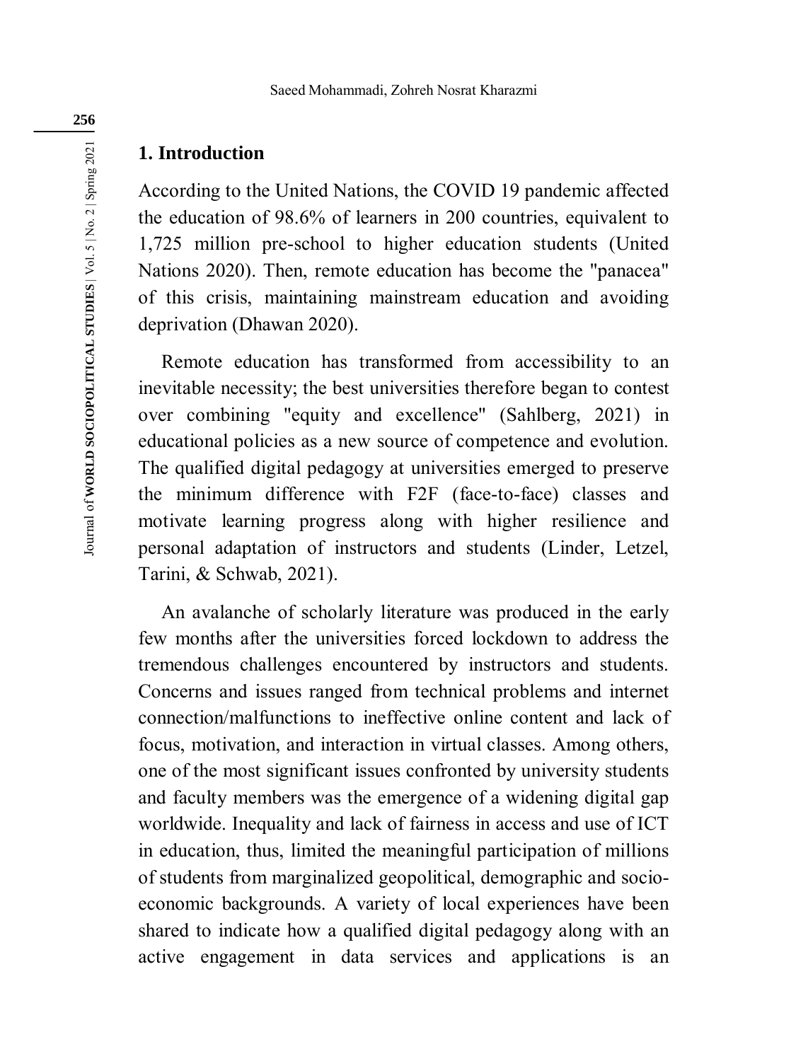## 1. Introduction

According to the United Nations, the COVID 19 pandemic affected the education of 98.6% of learners in 200 countries, equivalent to 1,725 million pre-school to higher education students (United Nations 2020). Then, remote education has become the "panacea" of this crisis, maintaining mainstream education and avoiding deprivation (Dhawan 2020).

Remote education has transformed from accessibility to an inevitable necessity; the best universities therefore began to contest over combining "equity and excellence" (Sahlberg, 2021) in educational policies as a new source of competence and evolution. The qualified digital pedagogy at universities emerged to preserve the minimum difference with F2F (face-to-face) classes and motivate learning progress along with higher resilience and personal adaptation of instructors and students (Linder, Letzel, Tarini, & Schwab, 2021).

An avalanche of scholarly literature was produced in the early few months after the universities forced lockdown to address the tremendous challenges encountered by instructors and students. Concerns and issues ranged from technical problems and internet connection/malfunctions to ineffective online content and lack of focus, motivation, and interaction in virtual classes. Among others, one of the most significant issues confronted by university students and faculty members was the emergence of a widening digital gap worldwide. Inequality and lack of fairness in access and use of ICT in education, thus, limited the meaningful participation of millions of students from marginalized geopolitical, demographic and socio-economic backgrounds. A variety of local experiences have been shared to indicate how a qualified digital pedagogy along with an active engagement in data services and applications is an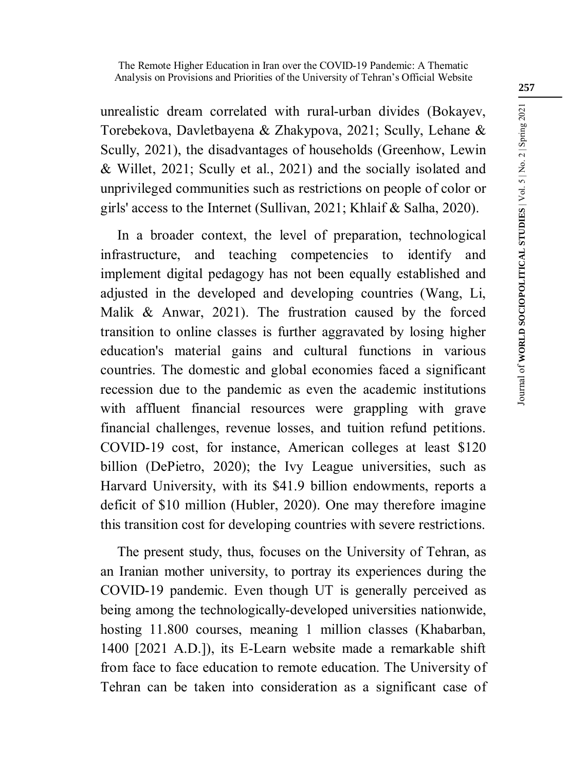unrealistic dream correlated with rural-urban divides (Bokayev, Torebekova, Davletbayena & Zhakypova, 2021; Scully, Lehane & Scully, 2021), the disadvantages of households (Greenhow, Lewin & Willet, 2021; Scully et al., 2021) and the socially isolated and unprivileged communities such as restrictions on people of color or girls' access to the Internet (Sullivan, 2021; Khlaif & Salha, 2020).

In a broader context, the level of preparation, technological infrastructure, and teaching competencies to identify and implement digital pedagogy has not been equally established and adjusted in the developed and developing countries (Wang, Li, Malik & Anwar, 2021). The frustration caused by the forced transition to online classes is further aggravated by losing higher education's material gains and cultural functions in various countries. The domestic and global economies faced a significant recession due to the pandemic as even the academic institutions with affluent financial resources were grappling with grave financial challenges, revenue losses, and tuition refund petitions. COVID-19 cost, for instance, American colleges at least $120 billion (DePietro, 2020); the Ivy League universities, such as Harvard University, with its $41.9 billion endowments, reports a deficit of $10 million (Hubler, 2020). One may therefore imagine this transition cost for developing countries with severe restrictions.

The present study, thus, focuses on the University of Tehran, as an Iranian mother university, to portray its experiences during the COVID-19 pandemic. Even though UT is generally perceived as being among the technologically-developed universities nationwide, hosting 11.800 courses, meaning 1 million classes (Khabarban, 1400 [2021 A.D.]), its E-Learn website made a remarkable shift from face to face education to remote education. The University of Tehran can be taken into consideration as a significant case of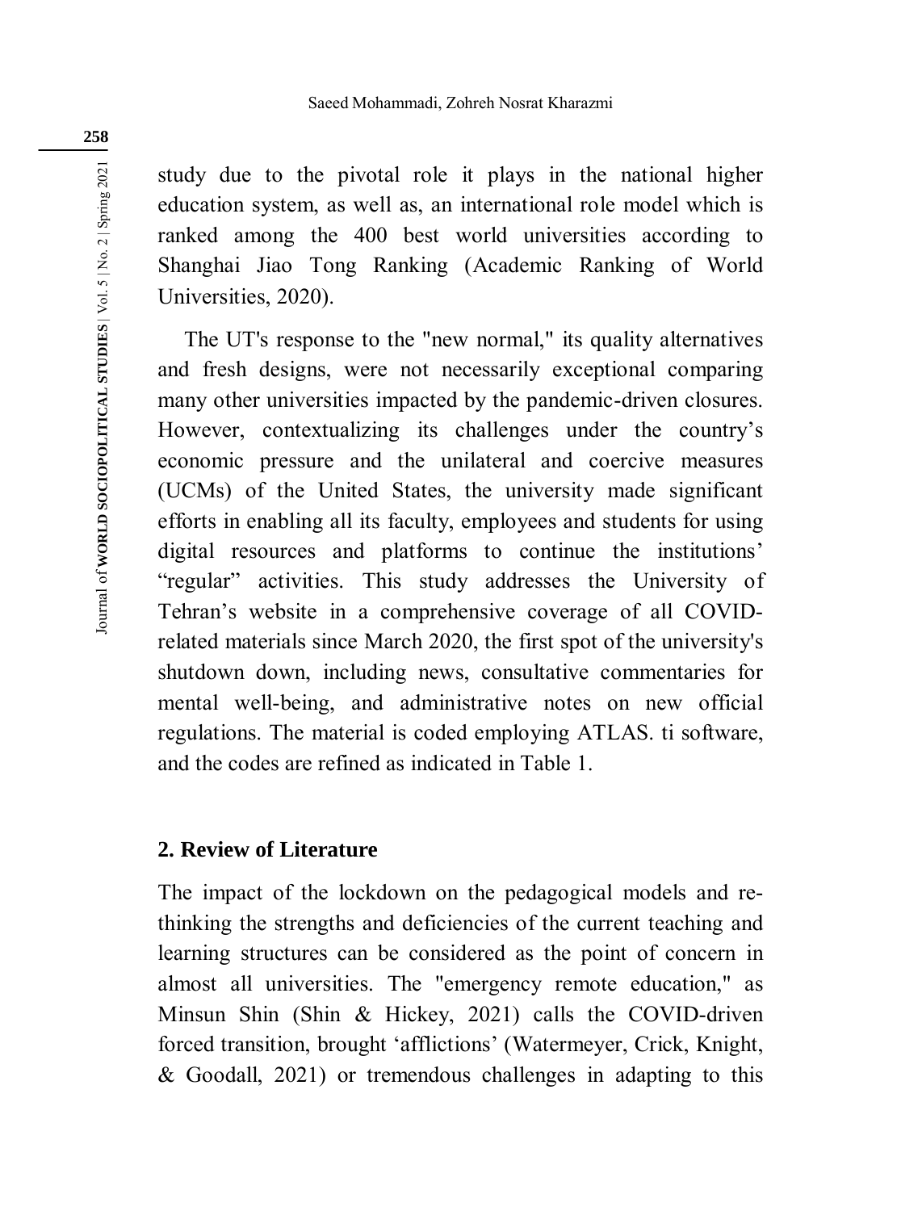study due to the pivotal role it plays in the national higher education system, as well as, an international role model which is ranked among the 400 best world universities according to Shanghai Jiao Tong Ranking (Academic Ranking of World Universities, 2020).

The UT's response to the "new normal," its quality alternatives and fresh designs, were not necessarily exceptional comparing many other universities impacted by the pandemic-driven closures. However, contextualizing its challenges under the country's economic pressure and the unilateral and coercive measures (UCMs) of the United States, the university made significant efforts in enabling all its faculty, employees and students for using digital resources and platforms to continue the institutions' "regular" activities. This study addresses the University of Tehran's website in a comprehensive coverage of all COVID-related materials since March 2020, the first spot of the university's shutdown down, including news, consultative commentaries for mental well-being, and administrative notes on new official regulations. The material is coded employing ATLAS. ti software, and the codes are refined as indicated in Table 1.

## 2. Review of Literature

The impact of the lockdown on the pedagogical models and re-thinking the strengths and deficiencies of the current teaching and learning structures can be considered as the point of concern in almost all universities. The "emergency remote education," as Minsun Shin (Shin & Hickey, 2021) calls the COVID-driven forced transition, brought 'afflictions' (Watermeyer, Crick, Knight, & Goodall, 2021) or tremendous challenges in adapting to this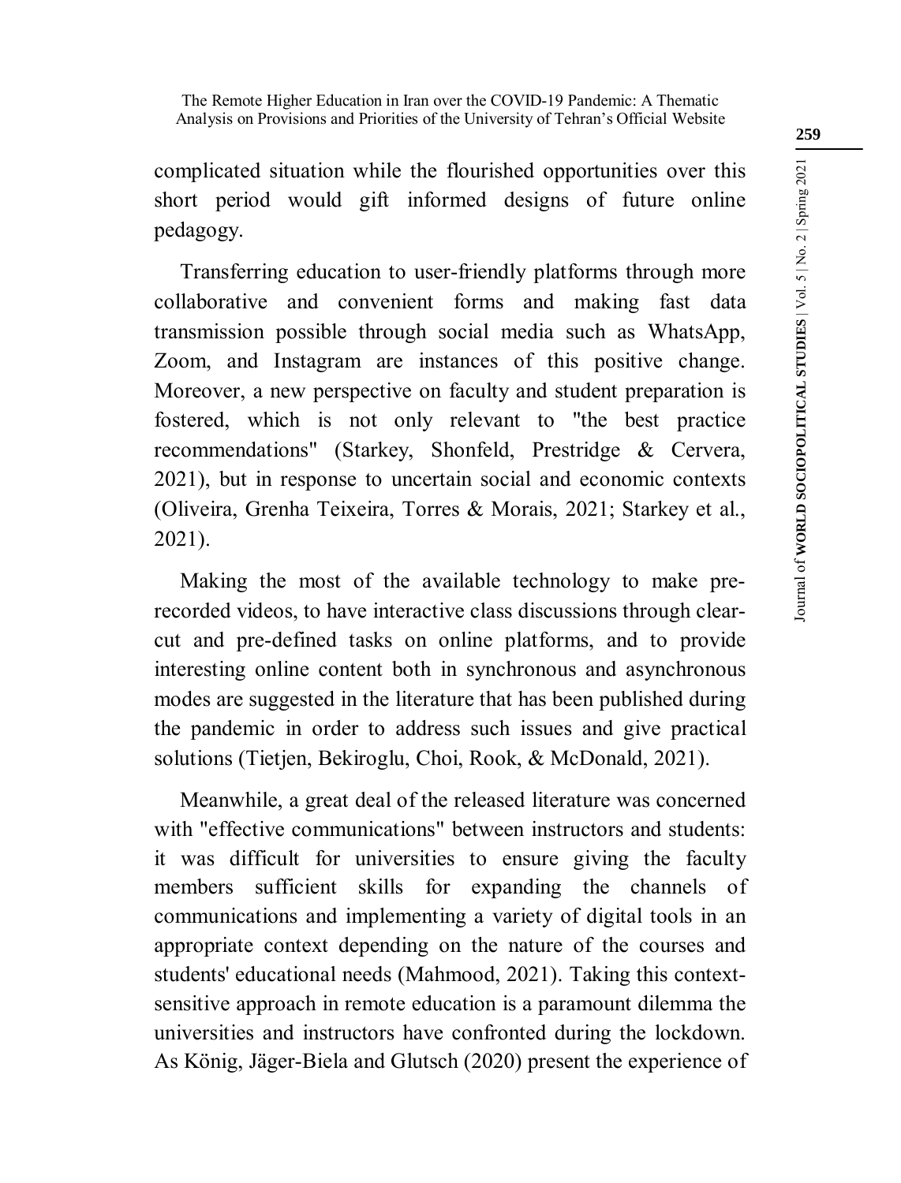complicated situation while the flourished opportunities over this short period would gift informed designs of future online pedagogy.

Transferring education to user-friendly platforms through more collaborative and convenient forms and making fast data transmission possible through social media such as WhatsApp, Zoom, and Instagram are instances of this positive change. Moreover, a new perspective on faculty and student preparation is fostered, which is not only relevant to "the best practice recommendations" (Starkey, Shonfeld, Prestridge & Cervera, 2021), but in response to uncertain social and economic contexts (Oliveira, Grenha Teixeira, Torres & Morais, 2021; Starkey et al., 2021).

Making the most of the available technology to make pre-recorded videos, to have interactive class discussions through clear-cut and pre-defined tasks on online platforms, and to provide interesting online content both in synchronous and asynchronous modes are suggested in the literature that has been published during the pandemic in order to address such issues and give practical solutions (Tietjen, Bekiroglu, Choi, Rook, & McDonald, 2021).

Meanwhile, a great deal of the released literature was concerned with "effective communications" between instructors and students: it was difficult for universities to ensure giving the faculty members sufficient skills for expanding the channels of communications and implementing a variety of digital tools in an appropriate context depending on the nature of the courses and students' educational needs (Mahmood, 2021). Taking this context-sensitive approach in remote education is a paramount dilemma the universities and instructors have confronted during the lockdown. As König, Jäger-Biela and Glutsch (2020) present the experience of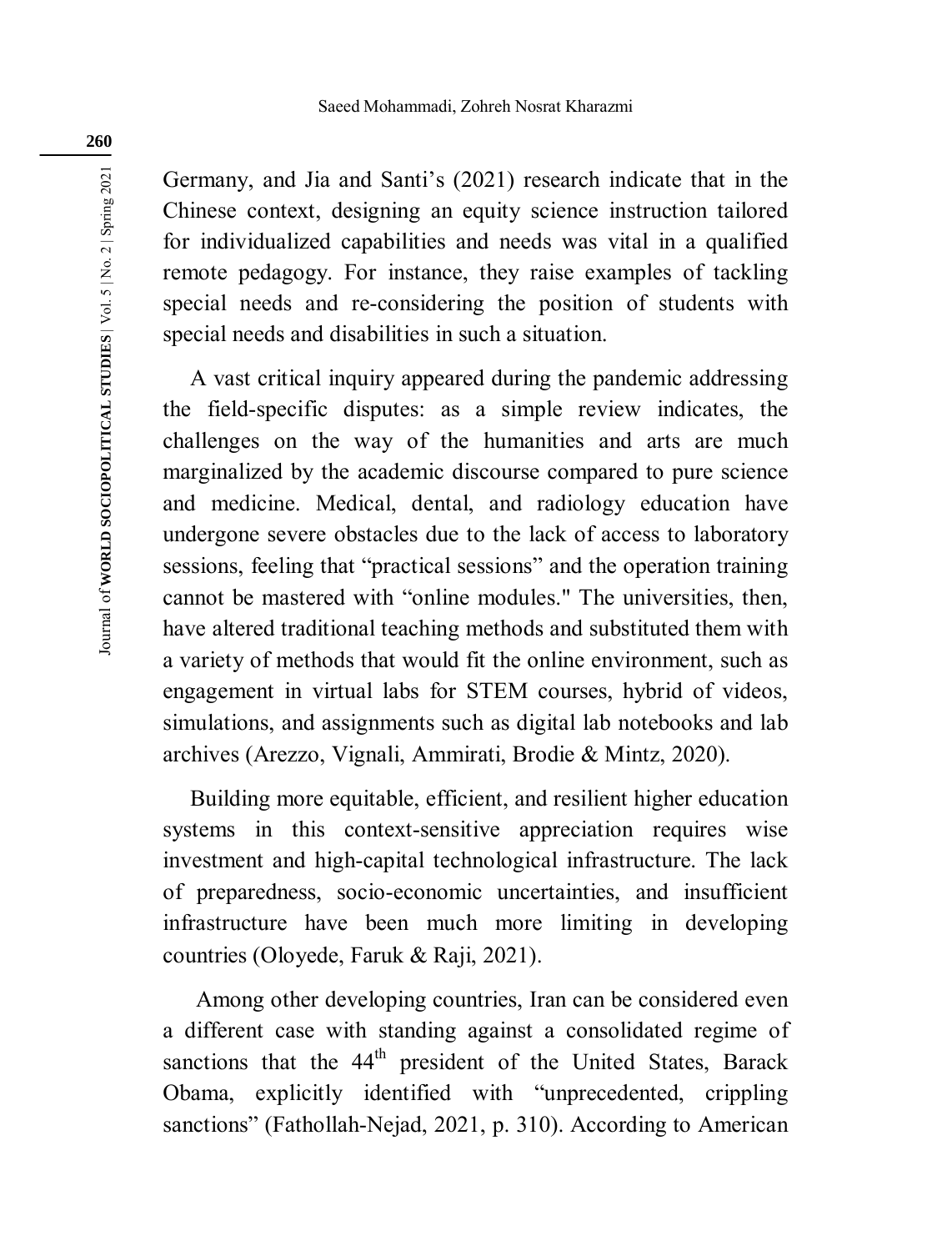Germany, and Jia and Santi's (2021) research indicate that in the Chinese context, designing an equity science instruction tailored for individualized capabilities and needs was vital in a qualified remote pedagogy. For instance, they raise examples of tackling special needs and re-considering the position of students with special needs and disabilities in such a situation.

A vast critical inquiry appeared during the pandemic addressing the field-specific disputes: as a simple review indicates, the challenges on the way of the humanities and arts are much marginalized by the academic discourse compared to pure science and medicine. Medical, dental, and radiology education have undergone severe obstacles due to the lack of access to laboratory sessions, feeling that "practical sessions" and the operation training cannot be mastered with "online modules." The universities, then, have altered traditional teaching methods and substituted them with a variety of methods that would fit the online environment, such as engagement in virtual labs for STEM courses, hybrid of videos, simulations, and assignments such as digital lab notebooks and lab archives (Arezzo, Vignali, Ammirati, Brodie & Mintz, 2020).

Building more equitable, efficient, and resilient higher education systems in this context-sensitive appreciation requires wise investment and high-capital technological infrastructure. The lack of preparedness, socio-economic uncertainties, and insufficient infrastructure have been much more limiting in developing countries (Oloyede, Faruk & Raji, 2021).

Among other developing countries, Iran can be considered even a different case with standing against a consolidated regime of sanctions that the 44th president of the United States, Barack Obama, explicitly identified with "unprecedented, crippling sanctions" (Fathollah-Nejad, 2021, p. 310). According to American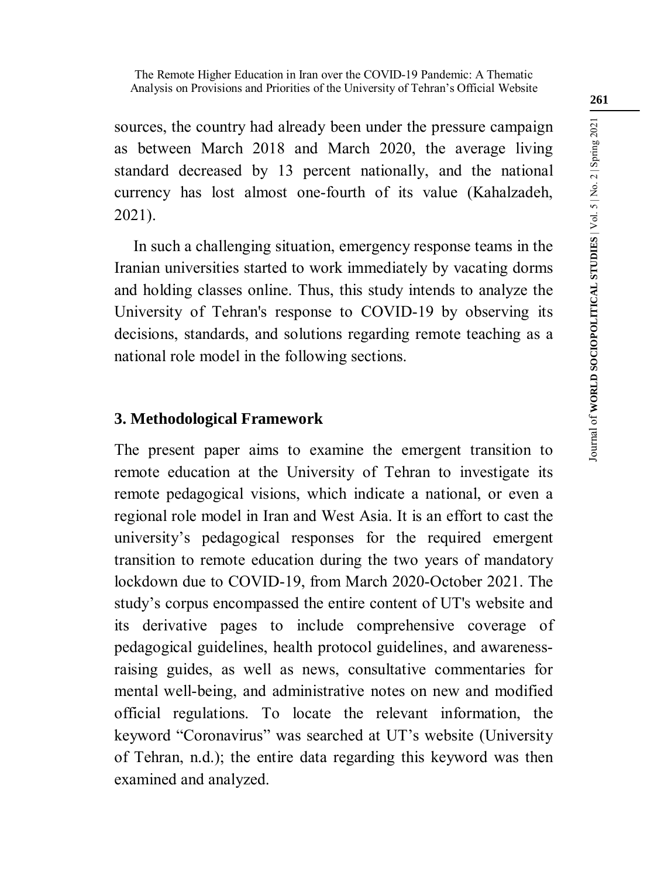sources, the country had already been under the pressure campaign as between March 2018 and March 2020, the average living standard decreased by 13 percent nationally, and the national currency has lost almost one-fourth of its value (Kahalzadeh, 2021).

In such a challenging situation, emergency response teams in the Iranian universities started to work immediately by vacating dorms and holding classes online. Thus, this study intends to analyze the University of Tehran's response to COVID-19 by observing its decisions, standards, and solutions regarding remote teaching as a national role model in the following sections.

## 3. Methodological Framework

The present paper aims to examine the emergent transition to remote education at the University of Tehran to investigate its remote pedagogical visions, which indicate a national, or even a regional role model in Iran and West Asia. It is an effort to cast the university's pedagogical responses for the required emergent transition to remote education during the two years of mandatory lockdown due to COVID-19, from March 2020-October 2021. The study's corpus encompassed the entire content of UT's website and its derivative pages to include comprehensive coverage of pedagogical guidelines, health protocol guidelines, and awareness-raising guides, as well as news, consultative commentaries for mental well-being, and administrative notes on new and modified official regulations. To locate the relevant information, the keyword "Coronavirus" was searched at UT's website (University of Tehran, n.d.); the entire data regarding this keyword was then examined and analyzed.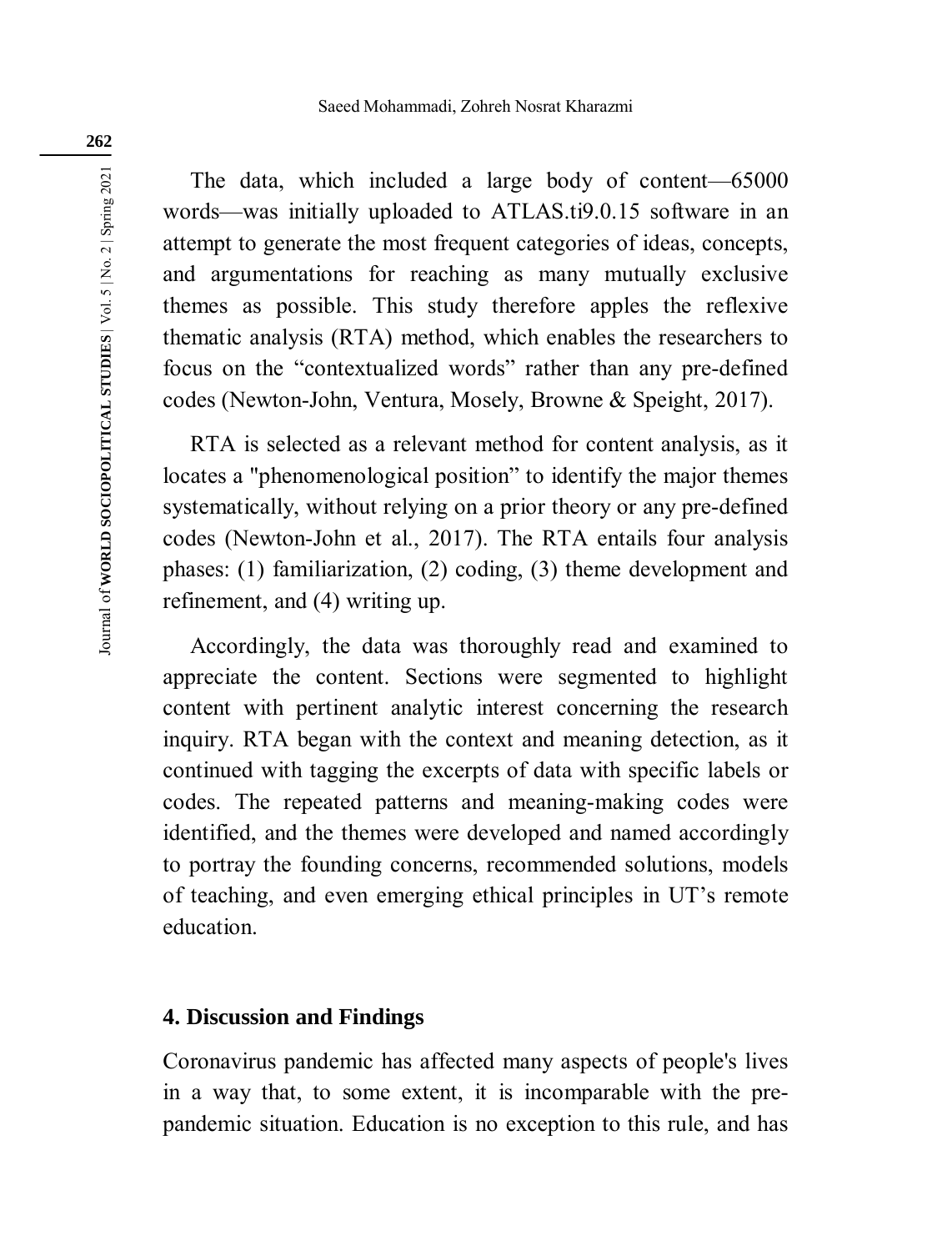The data, which included a large body of content—65000 words—was initially uploaded to ATLAS.ti9.0.15 software in an attempt to generate the most frequent categories of ideas, concepts, and argumentations for reaching as many mutually exclusive themes as possible. This study therefore apples the reflexive thematic analysis (RTA) method, which enables the researchers to focus on the "contextualized words" rather than any pre-defined codes (Newton-John, Ventura, Mosely, Browne & Speight, 2017).

RTA is selected as a relevant method for content analysis, as it locates a "phenomenological position" to identify the major themes systematically, without relying on a prior theory or any pre-defined codes (Newton-John et al., 2017). The RTA entails four analysis phases: (1) familiarization, (2) coding, (3) theme development and refinement, and (4) writing up.

Accordingly, the data was thoroughly read and examined to appreciate the content. Sections were segmented to highlight content with pertinent analytic interest concerning the research inquiry. RTA began with the context and meaning detection, as it continued with tagging the excerpts of data with specific labels or codes. The repeated patterns and meaning-making codes were identified, and the themes were developed and named accordingly to portray the founding concerns, recommended solutions, models of teaching, and even emerging ethical principles in UT's remote education.

## 4. Discussion and Findings

Coronavirus pandemic has affected many aspects of people's lives in a way that, to some extent, it is incomparable with the pre-pandemic situation. Education is no exception to this rule, and has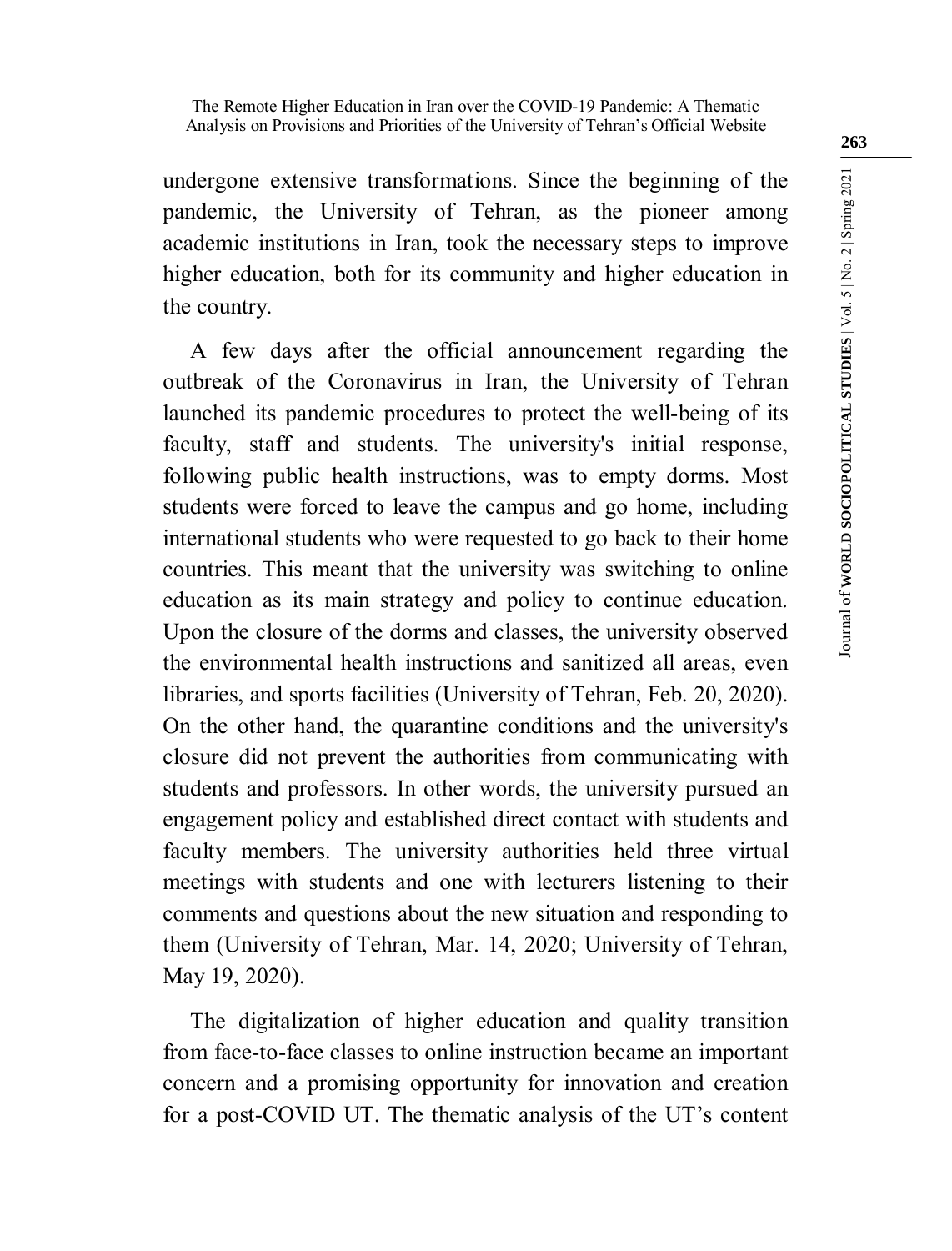undergone extensive transformations. Since the beginning of the pandemic, the University of Tehran, as the pioneer among academic institutions in Iran, took the necessary steps to improve higher education, both for its community and higher education in the country.

A few days after the official announcement regarding the outbreak of the Coronavirus in Iran, the University of Tehran launched its pandemic procedures to protect the well-being of its faculty, staff and students. The university's initial response, following public health instructions, was to empty dorms. Most students were forced to leave the campus and go home, including international students who were requested to go back to their home countries. This meant that the university was switching to online education as its main strategy and policy to continue education. Upon the closure of the dorms and classes, the university observed the environmental health instructions and sanitized all areas, even libraries, and sports facilities (University of Tehran, Feb. 20, 2020). On the other hand, the quarantine conditions and the university's closure did not prevent the authorities from communicating with students and professors. In other words, the university pursued an engagement policy and established direct contact with students and faculty members. The university authorities held three virtual meetings with students and one with lecturers listening to their comments and questions about the new situation and responding to them (University of Tehran, Mar. 14, 2020; University of Tehran, May 19, 2020).

The digitalization of higher education and quality transition from face-to-face classes to online instruction became an important concern and a promising opportunity for innovation and creation for a post-COVID UT. The thematic analysis of the UT's content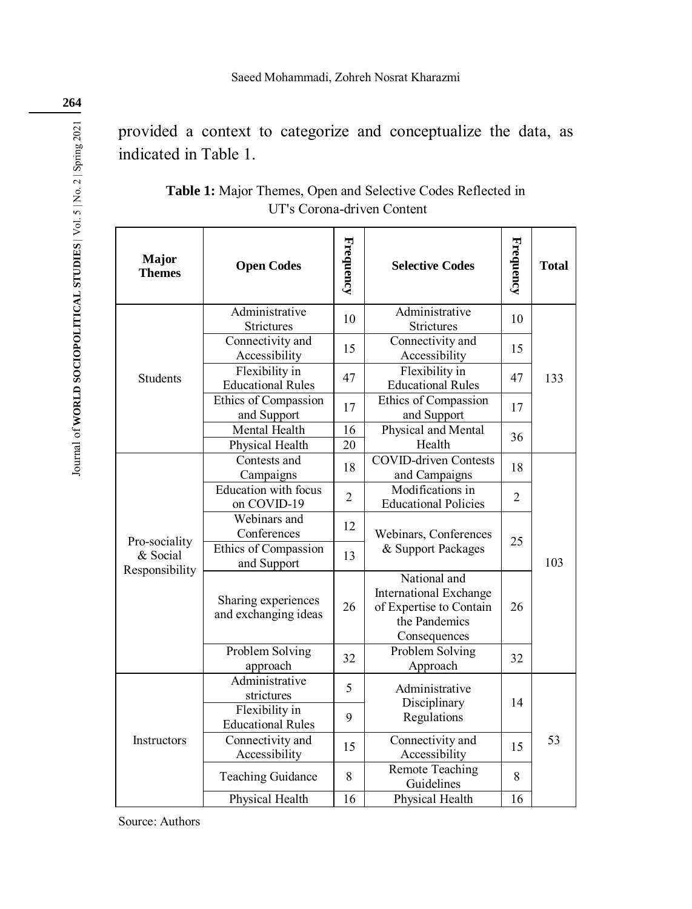provided a context to categorize and conceptualize the data, as indicated in Table 1.

**Table 1:** Major Themes, Open and Selective Codes Reflected in UT's Corona-driven Content

| Major Themes | Open Codes | Frequency | Selective Codes | Frequency | Total |
|---|---|---|---|---|---|
| Students | Administrative Strictures | 10 | Administrative Strictures | 10 | 133 |
| | Connectivity and Accessibility | 15 | Connectivity and Accessibility | 15 | |
| | Flexibility in Educational Rules | 47 | Flexibility in Educational Rules | 47 | |
| | Ethics of Compassion and Support | 17 | Ethics of Compassion and Support | 17 | |
| | Mental Health | 16 | Physical and Mental Health | 36 | |
| | Physical Health | 20 | | | |
| Pro-sociality & Social Responsibility | Contests and Campaigns | 18 | COVID-driven Contests and Campaigns | 18 | 103 |
| | Education with focus on COVID-19 | 2 | Modifications in Educational Policies | 2 | |
| | Webinars and Conferences | 12 | Webinars, Conferences & Support Packages | 25 | |
| | Ethics of Compassion and Support | 13 | | | |
| | Sharing experiences and exchanging ideas | 26 | National and International Exchange of Expertise to Contain the Pandemics Consequences | 26 | |
| | Problem Solving approach | 32 | Problem Solving Approach | 32 | |
| Instructors | Administrative strictures | 5 | Administrative Disciplinary Regulations | 14 | 53 |
| | Flexibility in Educational Rules | 9 | | | |
| | Connectivity and Accessibility | 15 | Connectivity and Accessibility | 15 | |
| | Teaching Guidance | 8 | Remote Teaching Guidelines | 8 | |
| | Physical Health | 16 | Physical Health | 16 | |

Source: Authors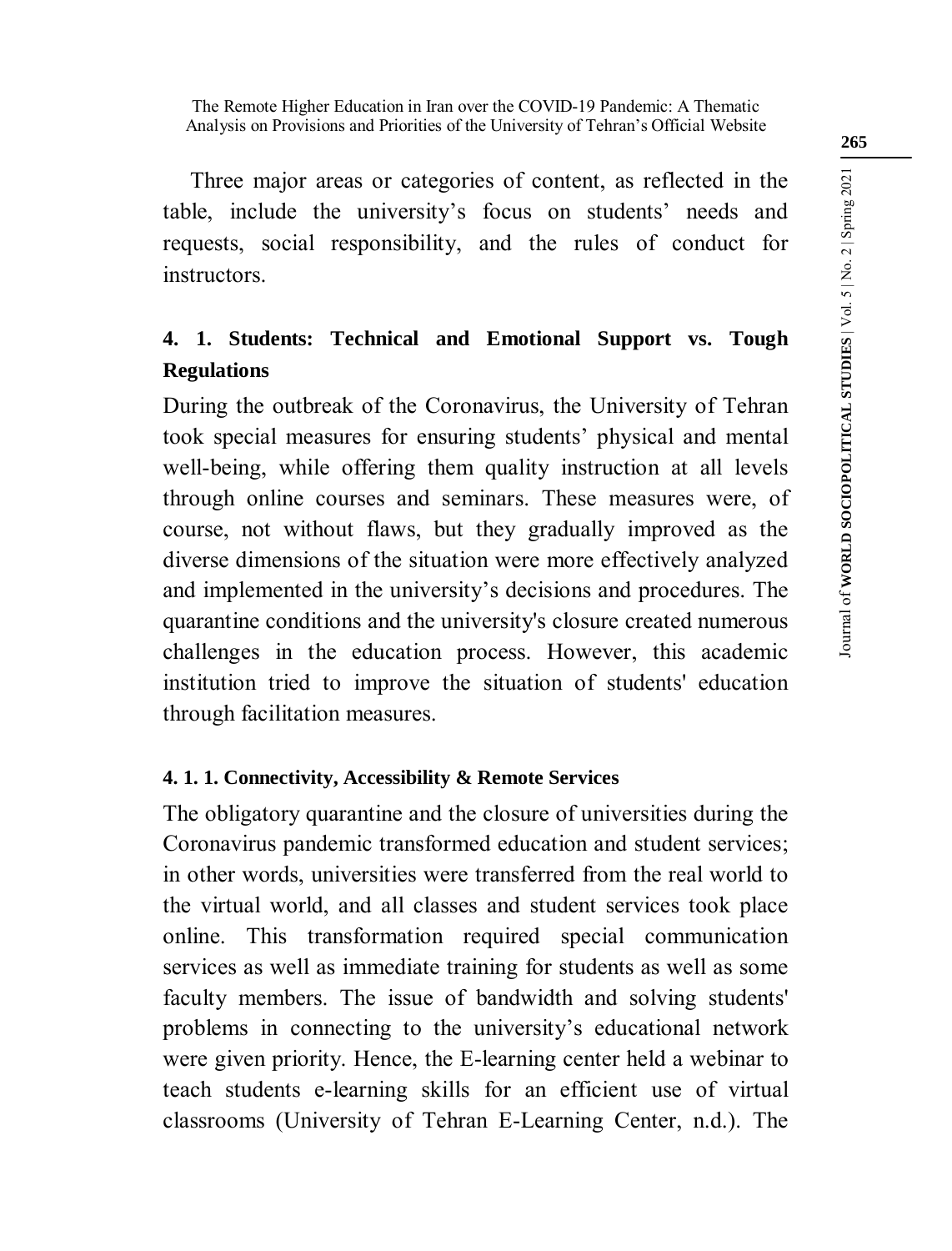Three major areas or categories of content, as reflected in the table, include the university's focus on students' needs and requests, social responsibility, and the rules of conduct for instructors.

## 4. 1. Students: Technical and Emotional Support vs. Tough Regulations

During the outbreak of the Coronavirus, the University of Tehran took special measures for ensuring students' physical and mental well-being, while offering them quality instruction at all levels through online courses and seminars. These measures were, of course, not without flaws, but they gradually improved as the diverse dimensions of the situation were more effectively analyzed and implemented in the university's decisions and procedures. The quarantine conditions and the university's closure created numerous challenges in the education process. However, this academic institution tried to improve the situation of students' education through facilitation measures.

### 4. 1. 1. Connectivity, Accessibility & Remote Services

The obligatory quarantine and the closure of universities during the Coronavirus pandemic transformed education and student services; in other words, universities were transferred from the real world to the virtual world, and all classes and student services took place online. This transformation required special communication services as well as immediate training for students as well as some faculty members. The issue of bandwidth and solving students' problems in connecting to the university's educational network were given priority. Hence, the E-learning center held a webinar to teach students e-learning skills for an efficient use of virtual classrooms (University of Tehran E-Learning Center, n.d.). The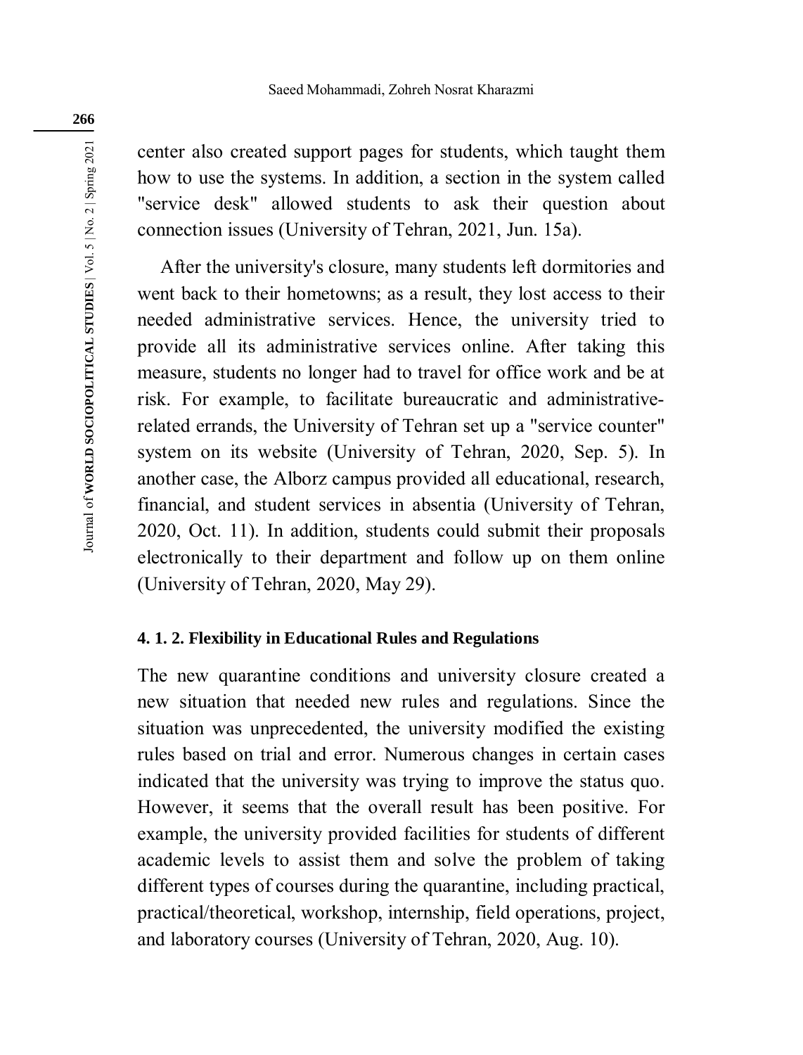center also created support pages for students, which taught them how to use the systems. In addition, a section in the system called "service desk" allowed students to ask their question about connection issues (University of Tehran, 2021, Jun. 15a).

After the university's closure, many students left dormitories and went back to their hometowns; as a result, they lost access to their needed administrative services. Hence, the university tried to provide all its administrative services online. After taking this measure, students no longer had to travel for office work and be at risk. For example, to facilitate bureaucratic and administrative-related errands, the University of Tehran set up a "service counter" system on its website (University of Tehran, 2020, Sep. 5). In another case, the Alborz campus provided all educational, research, financial, and student services in absentia (University of Tehran, 2020, Oct. 11). In addition, students could submit their proposals electronically to their department and follow up on them online (University of Tehran, 2020, May 29).

#### 4. 1. 2. Flexibility in Educational Rules and Regulations

The new quarantine conditions and university closure created a new situation that needed new rules and regulations. Since the situation was unprecedented, the university modified the existing rules based on trial and error. Numerous changes in certain cases indicated that the university was trying to improve the status quo. However, it seems that the overall result has been positive. For example, the university provided facilities for students of different academic levels to assist them and solve the problem of taking different types of courses during the quarantine, including practical, practical/theoretical, workshop, internship, field operations, project, and laboratory courses (University of Tehran, 2020, Aug. 10).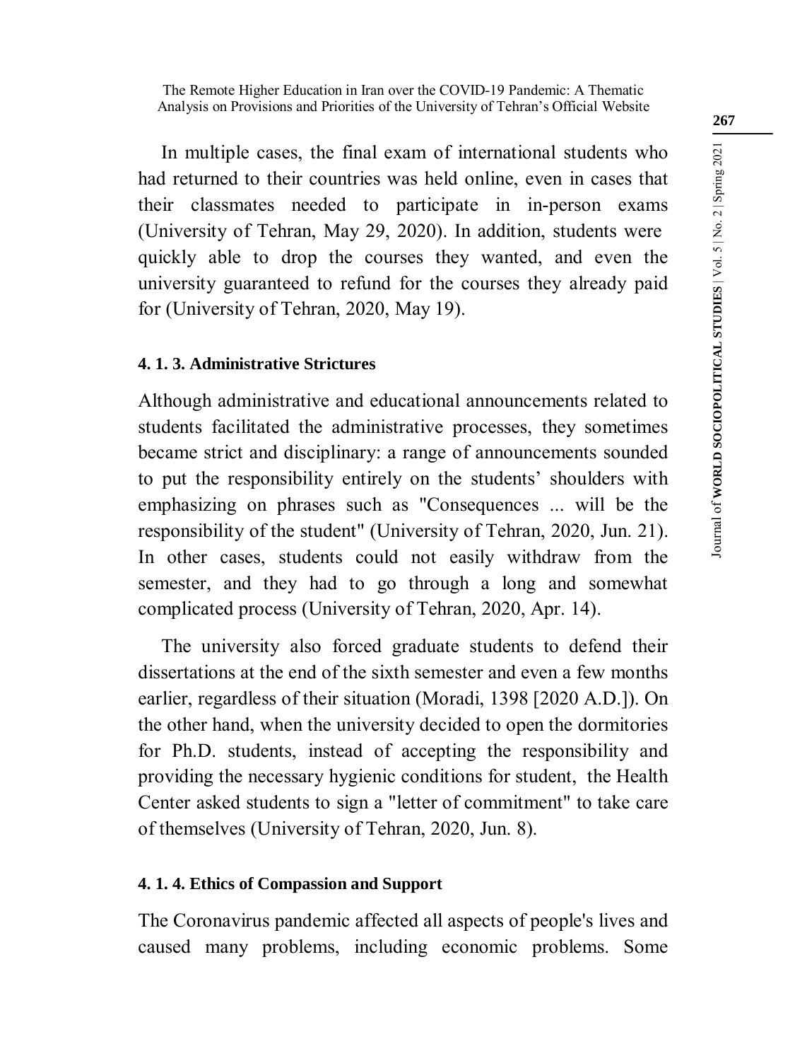In multiple cases, the final exam of international students who had returned to their countries was held online, even in cases that their classmates needed to participate in in-person exams (University of Tehran, May 29, 2020). In addition, students were quickly able to drop the courses they wanted, and even the university guaranteed to refund for the courses they already paid for (University of Tehran, 2020, May 19).

#### 4. 1. 3. Administrative Strictures

Although administrative and educational announcements related to students facilitated the administrative processes, they sometimes became strict and disciplinary: a range of announcements sounded to put the responsibility entirely on the students' shoulders with emphasizing on phrases such as "Consequences ... will be the responsibility of the student" (University of Tehran, 2020, Jun. 21). In other cases, students could not easily withdraw from the semester, and they had to go through a long and somewhat complicated process (University of Tehran, 2020, Apr. 14).

The university also forced graduate students to defend their dissertations at the end of the sixth semester and even a few months earlier, regardless of their situation (Moradi, 1398 [2020 A.D.]). On the other hand, when the university decided to open the dormitories for Ph.D. students, instead of accepting the responsibility and providing the necessary hygienic conditions for student, the Health Center asked students to sign a "letter of commitment" to take care of themselves (University of Tehran, 2020, Jun. 8).

#### 4. 1. 4. Ethics of Compassion and Support

The Coronavirus pandemic affected all aspects of people's lives and caused many problems, including economic problems. Some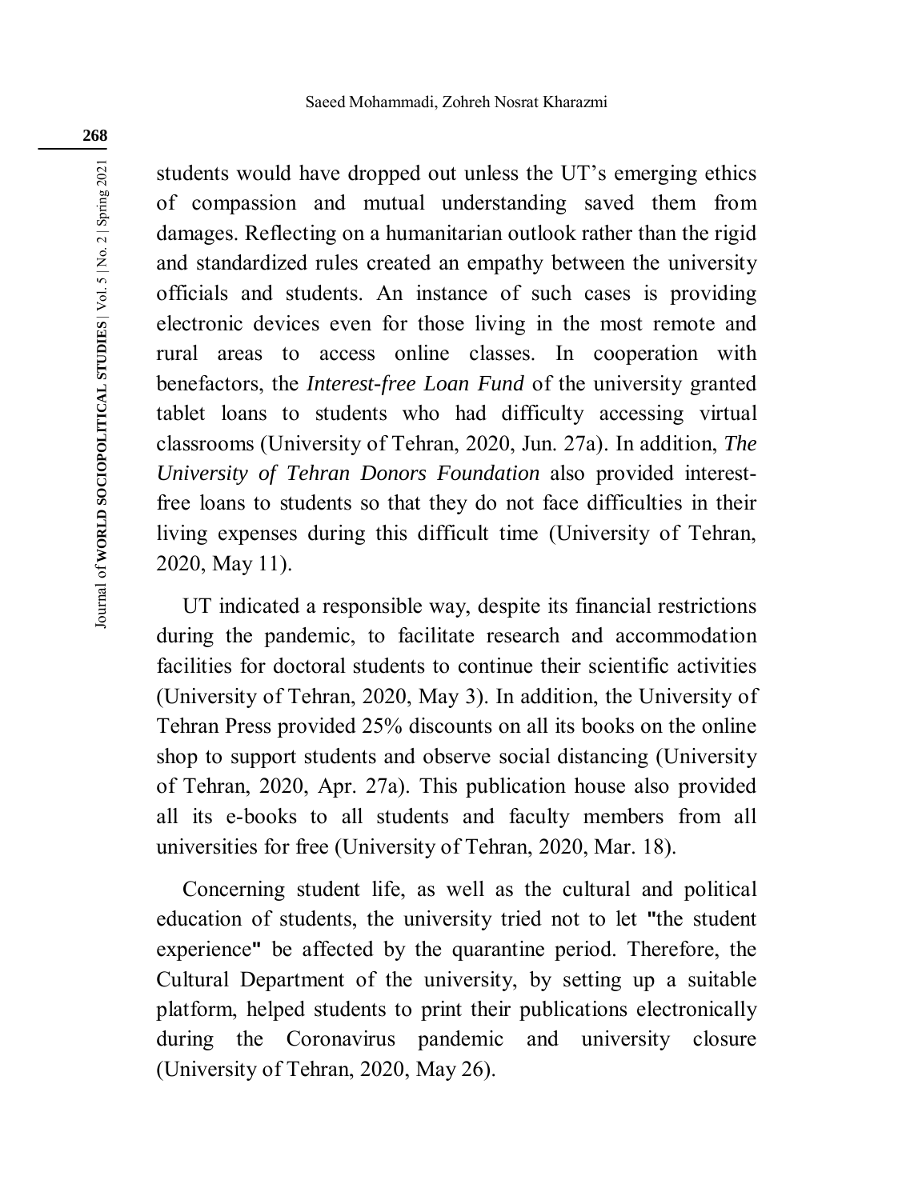students would have dropped out unless the UT's emerging ethics of compassion and mutual understanding saved them from damages. Reflecting on a humanitarian outlook rather than the rigid and standardized rules created an empathy between the university officials and students. An instance of such cases is providing electronic devices even for those living in the most remote and rural areas to access online classes. In cooperation with benefactors, the *Interest-free Loan Fund* of the university granted tablet loans to students who had difficulty accessing virtual classrooms (University of Tehran, 2020, Jun. 27a). In addition, *The University of Tehran Donors Foundation* also provided interest-free loans to students so that they do not face difficulties in their living expenses during this difficult time (University of Tehran, 2020, May 11).

UT indicated a responsible way, despite its financial restrictions during the pandemic, to facilitate research and accommodation facilities for doctoral students to continue their scientific activities (University of Tehran, 2020, May 3). In addition, the University of Tehran Press provided 25% discounts on all its books on the online shop to support students and observe social distancing (University of Tehran, 2020, Apr. 27a). This publication house also provided all its e-books to all students and faculty members from all universities for free (University of Tehran, 2020, Mar. 18).

Concerning student life, as well as the cultural and political education of students, the university tried not to let **"**the student experience**"** be affected by the quarantine period. Therefore, the Cultural Department of the university, by setting up a suitable platform, helped students to print their publications electronically during the Coronavirus pandemic and university closure (University of Tehran, 2020, May 26).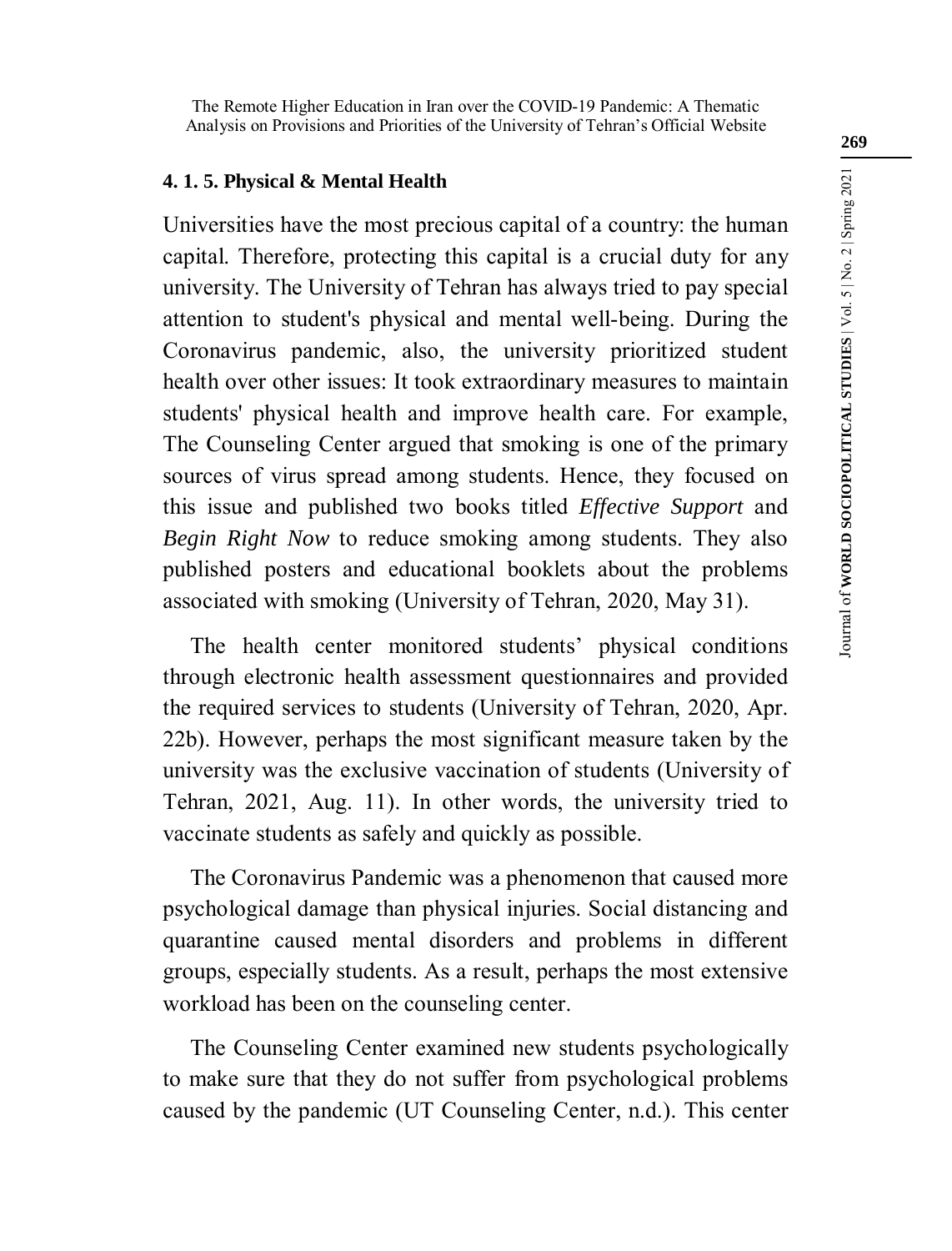#### 4. 1. 5. Physical & Mental Health

Universities have the most precious capital of a country: the human capital. Therefore, protecting this capital is a crucial duty for any university. The University of Tehran has always tried to pay special attention to student's physical and mental well-being. During the Coronavirus pandemic, also, the university prioritized student health over other issues: It took extraordinary measures to maintain students' physical health and improve health care. For example, The Counseling Center argued that smoking is one of the primary sources of virus spread among students. Hence, they focused on this issue and published two books titled *Effective Support* and *Begin Right Now* to reduce smoking among students. They also published posters and educational booklets about the problems associated with smoking (University of Tehran, 2020, May 31).

The health center monitored students' physical conditions through electronic health assessment questionnaires and provided the required services to students (University of Tehran, 2020, Apr. 22b). However, perhaps the most significant measure taken by the university was the exclusive vaccination of students (University of Tehran, 2021, Aug. 11). In other words, the university tried to vaccinate students as safely and quickly as possible.

The Coronavirus Pandemic was a phenomenon that caused more psychological damage than physical injuries. Social distancing and quarantine caused mental disorders and problems in different groups, especially students. As a result, perhaps the most extensive workload has been on the counseling center.

The Counseling Center examined new students psychologically to make sure that they do not suffer from psychological problems caused by the pandemic (UT Counseling Center, n.d.). This center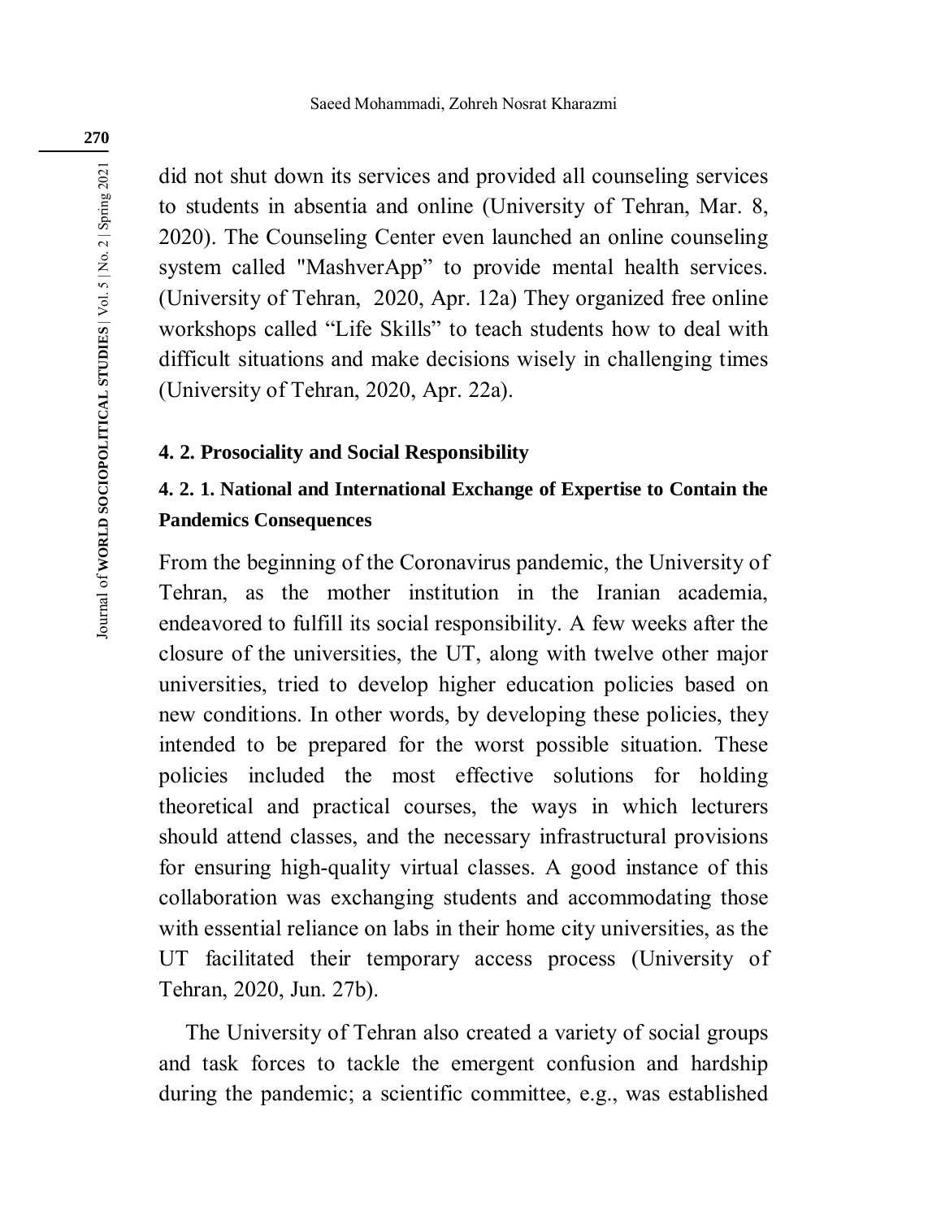did not shut down its services and provided all counseling services to students in absentia and online (University of Tehran, Mar. 8, 2020). The Counseling Center even launched an online counseling system called "MashverApp" to provide mental health services. (University of Tehran, 2020, Apr. 12a) They organized free online workshops called "Life Skills" to teach students how to deal with difficult situations and make decisions wisely in challenging times (University of Tehran, 2020, Apr. 22a).

### 4. 2. Prosociality and Social Responsibility

#### 4. 2. 1. National and International Exchange of Expertise to Contain the Pandemics Consequences

From the beginning of the Coronavirus pandemic, the University of Tehran, as the mother institution in the Iranian academia, endeavored to fulfill its social responsibility. A few weeks after the closure of the universities, the UT, along with twelve other major universities, tried to develop higher education policies based on new conditions. In other words, by developing these policies, they intended to be prepared for the worst possible situation. These policies included the most effective solutions for holding theoretical and practical courses, the ways in which lecturers should attend classes, and the necessary infrastructural provisions for ensuring high-quality virtual classes. A good instance of this collaboration was exchanging students and accommodating those with essential reliance on labs in their home city universities, as the UT facilitated their temporary access process (University of Tehran, 2020, Jun. 27b).

The University of Tehran also created a variety of social groups and task forces to tackle the emergent confusion and hardship during the pandemic; a scientific committee, e.g., was established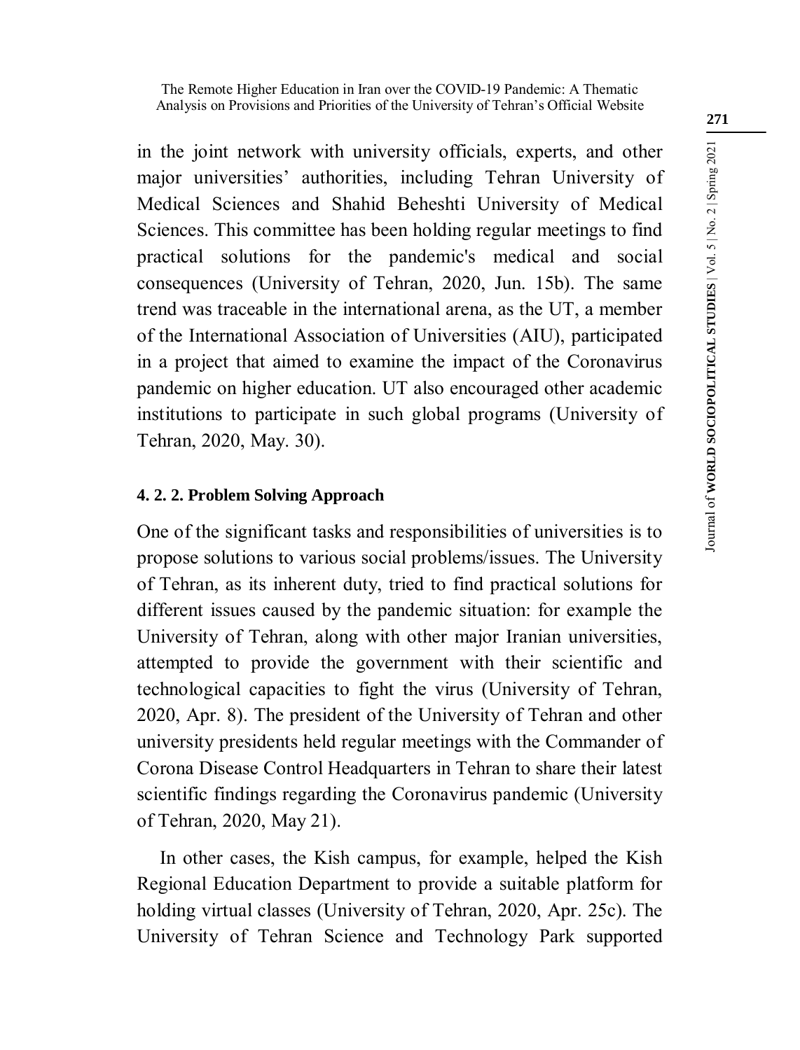in the joint network with university officials, experts, and other major universities' authorities, including Tehran University of Medical Sciences and Shahid Beheshti University of Medical Sciences. This committee has been holding regular meetings to find practical solutions for the pandemic's medical and social consequences (University of Tehran, 2020, Jun. 15b). The same trend was traceable in the international arena, as the UT, a member of the International Association of Universities (AIU), participated in a project that aimed to examine the impact of the Coronavirus pandemic on higher education. UT also encouraged other academic institutions to participate in such global programs (University of Tehran, 2020, May. 30).

#### 4. 2. 2. Problem Solving Approach

One of the significant tasks and responsibilities of universities is to propose solutions to various social problems/issues. The University of Tehran, as its inherent duty, tried to find practical solutions for different issues caused by the pandemic situation: for example the University of Tehran, along with other major Iranian universities, attempted to provide the government with their scientific and technological capacities to fight the virus (University of Tehran, 2020, Apr. 8). The president of the University of Tehran and other university presidents held regular meetings with the Commander of Corona Disease Control Headquarters in Tehran to share their latest scientific findings regarding the Coronavirus pandemic (University of Tehran, 2020, May 21).

In other cases, the Kish campus, for example, helped the Kish Regional Education Department to provide a suitable platform for holding virtual classes (University of Tehran, 2020, Apr. 25c). The University of Tehran Science and Technology Park supported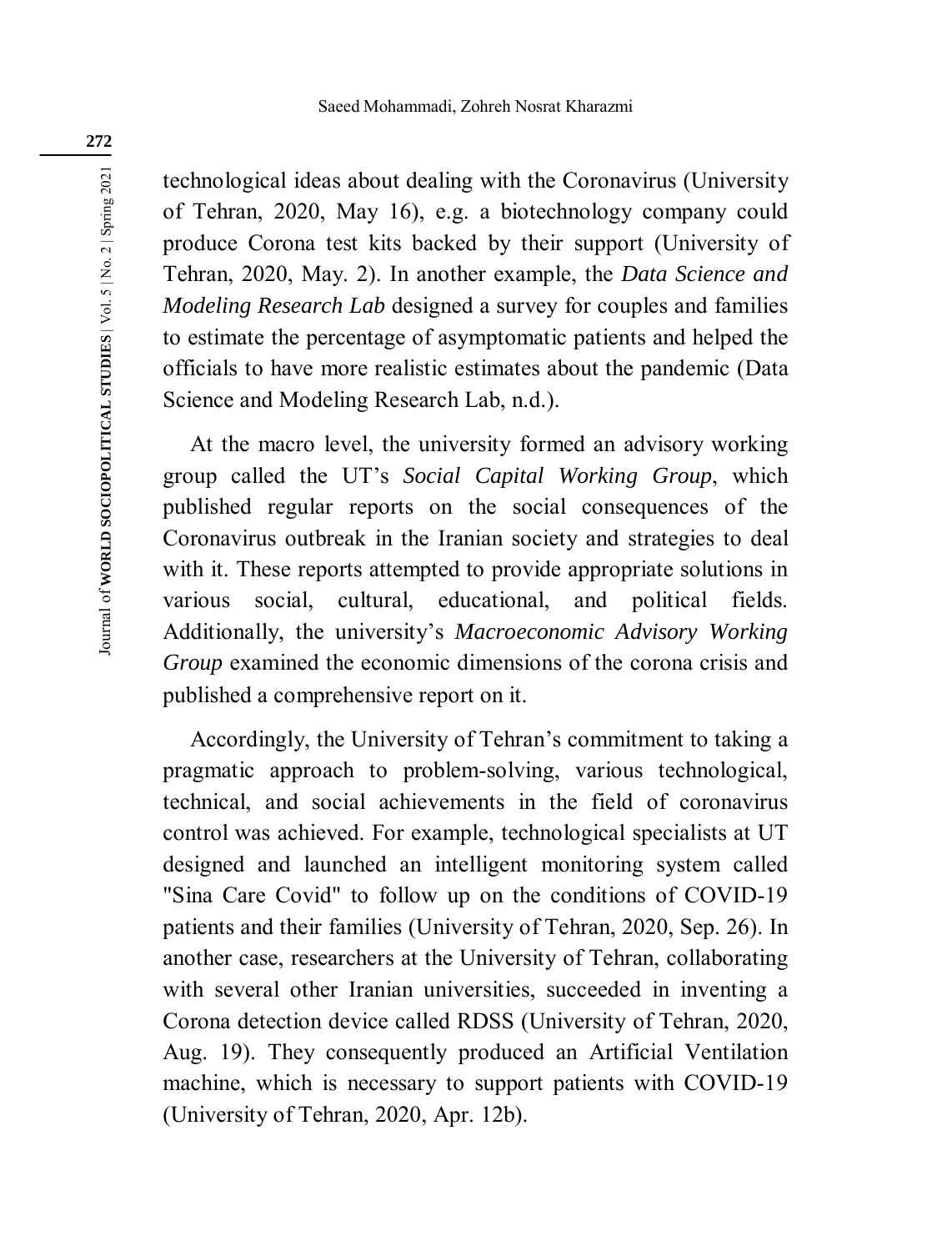technological ideas about dealing with the Coronavirus (University of Tehran, 2020, May 16), e.g. a biotechnology company could produce Corona test kits backed by their support (University of Tehran, 2020, May. 2). In another example, the *Data Science and Modeling Research Lab* designed a survey for couples and families to estimate the percentage of asymptomatic patients and helped the officials to have more realistic estimates about the pandemic (Data Science and Modeling Research Lab, n.d.).

At the macro level, the university formed an advisory working group called the UT's *Social Capital Working Group*, which published regular reports on the social consequences of the Coronavirus outbreak in the Iranian society and strategies to deal with it. These reports attempted to provide appropriate solutions in various social, cultural, educational, and political fields. Additionally, the university's *Macroeconomic Advisory Working Group* examined the economic dimensions of the corona crisis and published a comprehensive report on it.

Accordingly, the University of Tehran's commitment to taking a pragmatic approach to problem-solving, various technological, technical, and social achievements in the field of coronavirus control was achieved. For example, technological specialists at UT designed and launched an intelligent monitoring system called "Sina Care Covid" to follow up on the conditions of COVID-19 patients and their families (University of Tehran, 2020, Sep. 26). In another case, researchers at the University of Tehran, collaborating with several other Iranian universities, succeeded in inventing a Corona detection device called RDSS (University of Tehran, 2020, Aug. 19). They consequently produced an Artificial Ventilation machine, which is necessary to support patients with COVID-19 (University of Tehran, 2020, Apr. 12b).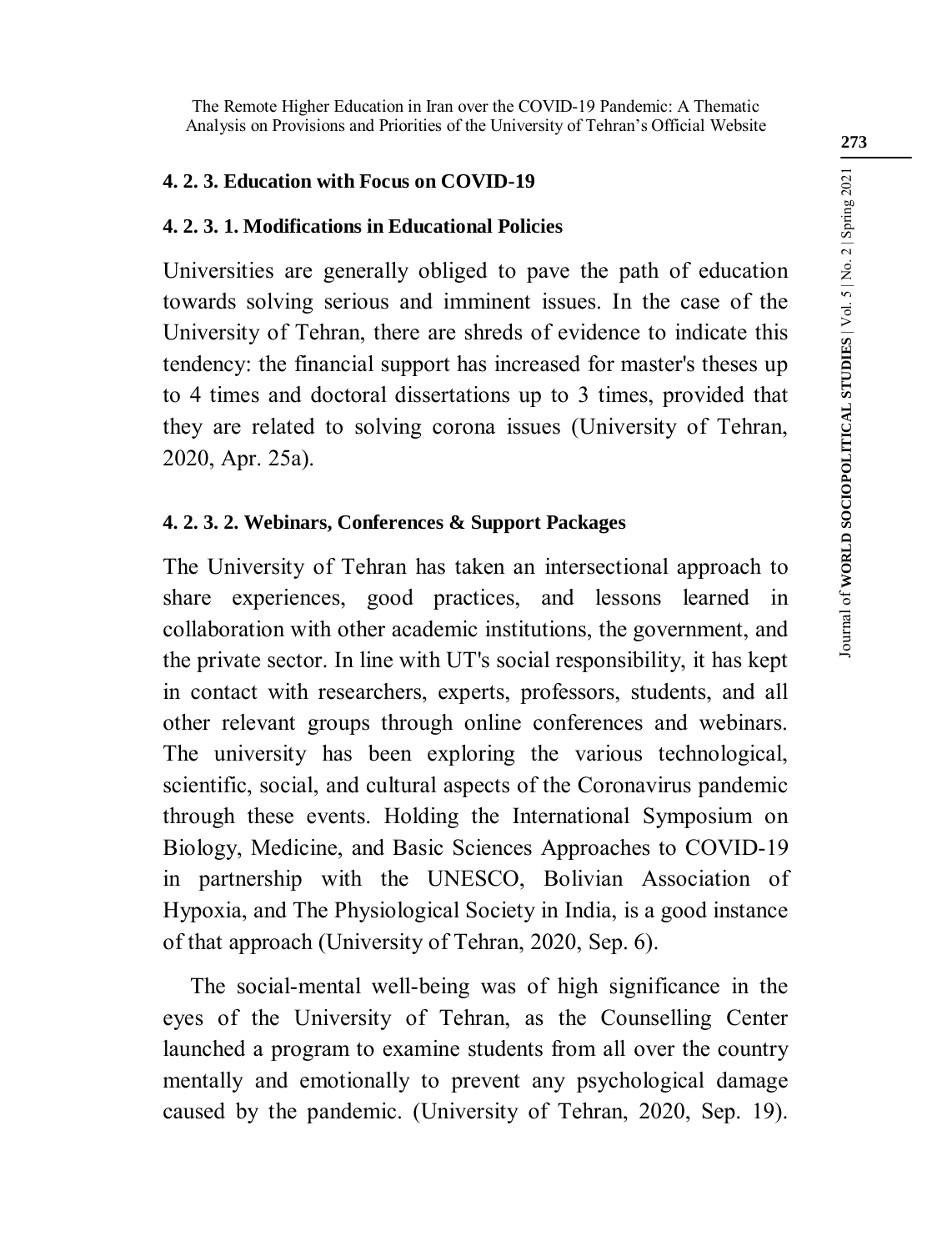#### 4. 2. 3. Education with Focus on COVID-19

##### 4. 2. 3. 1. Modifications in Educational Policies

Universities are generally obliged to pave the path of education towards solving serious and imminent issues. In the case of the University of Tehran, there are shreds of evidence to indicate this tendency: the financial support has increased for master's theses up to 4 times and doctoral dissertations up to 3 times, provided that they are related to solving corona issues (University of Tehran, 2020, Apr. 25a).

##### 4. 2. 3. 2. Webinars, Conferences & Support Packages

The University of Tehran has taken an intersectional approach to share experiences, good practices, and lessons learned in collaboration with other academic institutions, the government, and the private sector. In line with UT's social responsibility, it has kept in contact with researchers, experts, professors, students, and all other relevant groups through online conferences and webinars. The university has been exploring the various technological, scientific, social, and cultural aspects of the Coronavirus pandemic through these events. Holding the International Symposium on Biology, Medicine, and Basic Sciences Approaches to COVID-19 in partnership with the UNESCO, Bolivian Association of Hypoxia, and The Physiological Society in India, is a good instance of that approach (University of Tehran, 2020, Sep. 6).

The social-mental well-being was of high significance in the eyes of the University of Tehran, as the Counselling Center launched a program to examine students from all over the country mentally and emotionally to prevent any psychological damage caused by the pandemic. (University of Tehran, 2020, Sep. 19).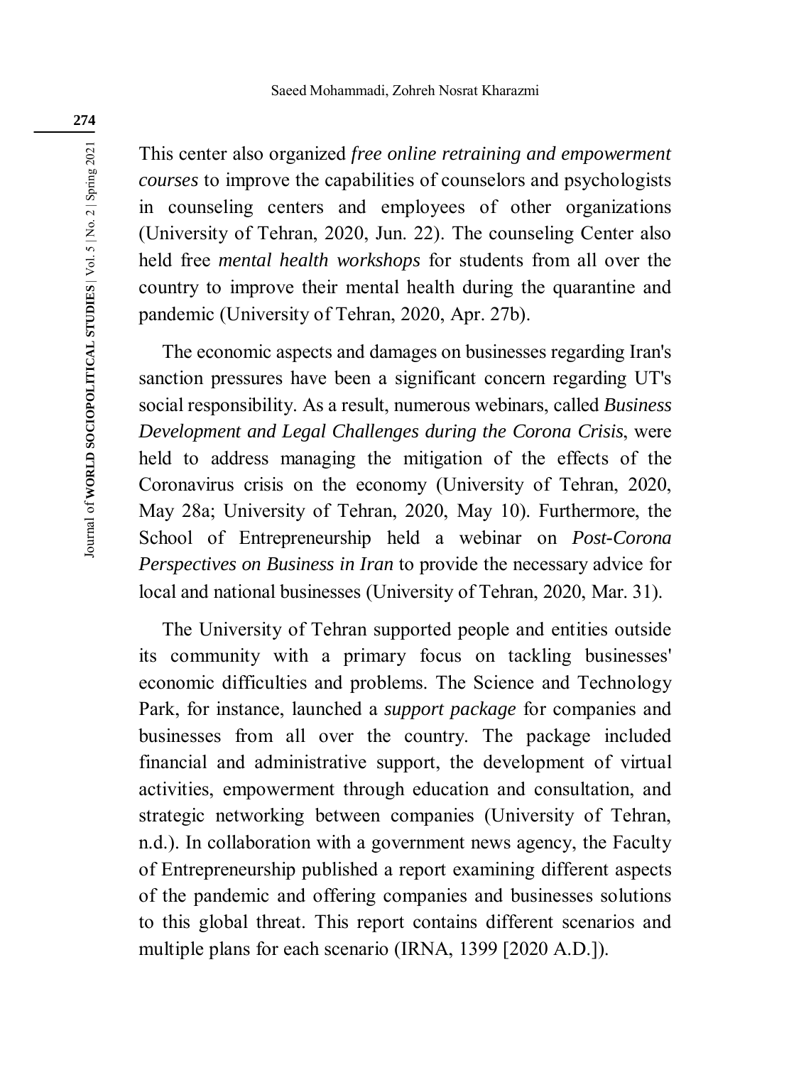This center also organized *free online retraining and empowerment courses* to improve the capabilities of counselors and psychologists in counseling centers and employees of other organizations (University of Tehran, 2020, Jun. 22). The counseling Center also held free *mental health workshops* for students from all over the country to improve their mental health during the quarantine and pandemic (University of Tehran, 2020, Apr. 27b).

The economic aspects and damages on businesses regarding Iran's sanction pressures have been a significant concern regarding UT's social responsibility. As a result, numerous webinars, called *Business Development and Legal Challenges during the Corona Crisis*, were held to address managing the mitigation of the effects of the Coronavirus crisis on the economy (University of Tehran, 2020, May 28a; University of Tehran, 2020, May 10). Furthermore, the School of Entrepreneurship held a webinar on *Post-Corona Perspectives on Business in Iran* to provide the necessary advice for local and national businesses (University of Tehran, 2020, Mar. 31).

The University of Tehran supported people and entities outside its community with a primary focus on tackling businesses' economic difficulties and problems. The Science and Technology Park, for instance, launched a *support package* for companies and businesses from all over the country. The package included financial and administrative support, the development of virtual activities, empowerment through education and consultation, and strategic networking between companies (University of Tehran, n.d.). In collaboration with a government news agency, the Faculty of Entrepreneurship published a report examining different aspects of the pandemic and offering companies and businesses solutions to this global threat. This report contains different scenarios and multiple plans for each scenario (IRNA, 1399 [2020 A.D.]).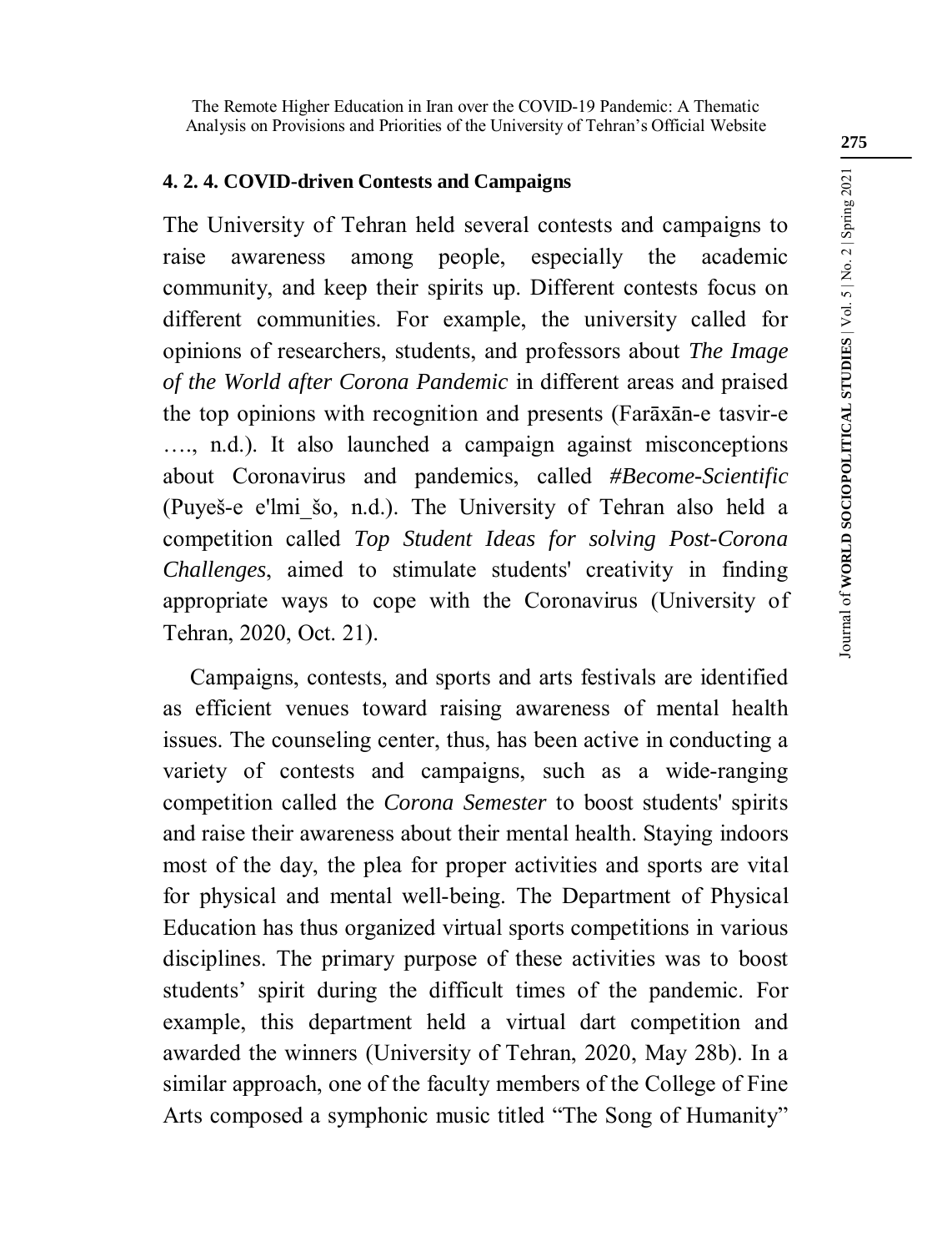#### 4. 2. 4. COVID-driven Contests and Campaigns

The University of Tehran held several contests and campaigns to raise awareness among people, especially the academic community, and keep their spirits up. Different contests focus on different communities. For example, the university called for opinions of researchers, students, and professors about *The Image of the World after Corona Pandemic* in different areas and praised the top opinions with recognition and presents (Farāxān-e tasvir-e …., n.d.). It also launched a campaign against misconceptions about Coronavirus and pandemics, called *#Become-Scientific* (Puyeš-e e'lmi_šo, n.d.). The University of Tehran also held a competition called *Top Student Ideas for solving Post-Corona Challenges*, aimed to stimulate students' creativity in finding appropriate ways to cope with the Coronavirus (University of Tehran, 2020, Oct. 21).

Campaigns, contests, and sports and arts festivals are identified as efficient venues toward raising awareness of mental health issues. The counseling center, thus, has been active in conducting a variety of contests and campaigns, such as a wide-ranging competition called the *Corona Semester* to boost students' spirits and raise their awareness about their mental health. Staying indoors most of the day, the plea for proper activities and sports are vital for physical and mental well-being. The Department of Physical Education has thus organized virtual sports competitions in various disciplines. The primary purpose of these activities was to boost students' spirit during the difficult times of the pandemic. For example, this department held a virtual dart competition and awarded the winners (University of Tehran, 2020, May 28b). In a similar approach, one of the faculty members of the College of Fine Arts composed a symphonic music titled "The Song of Humanity"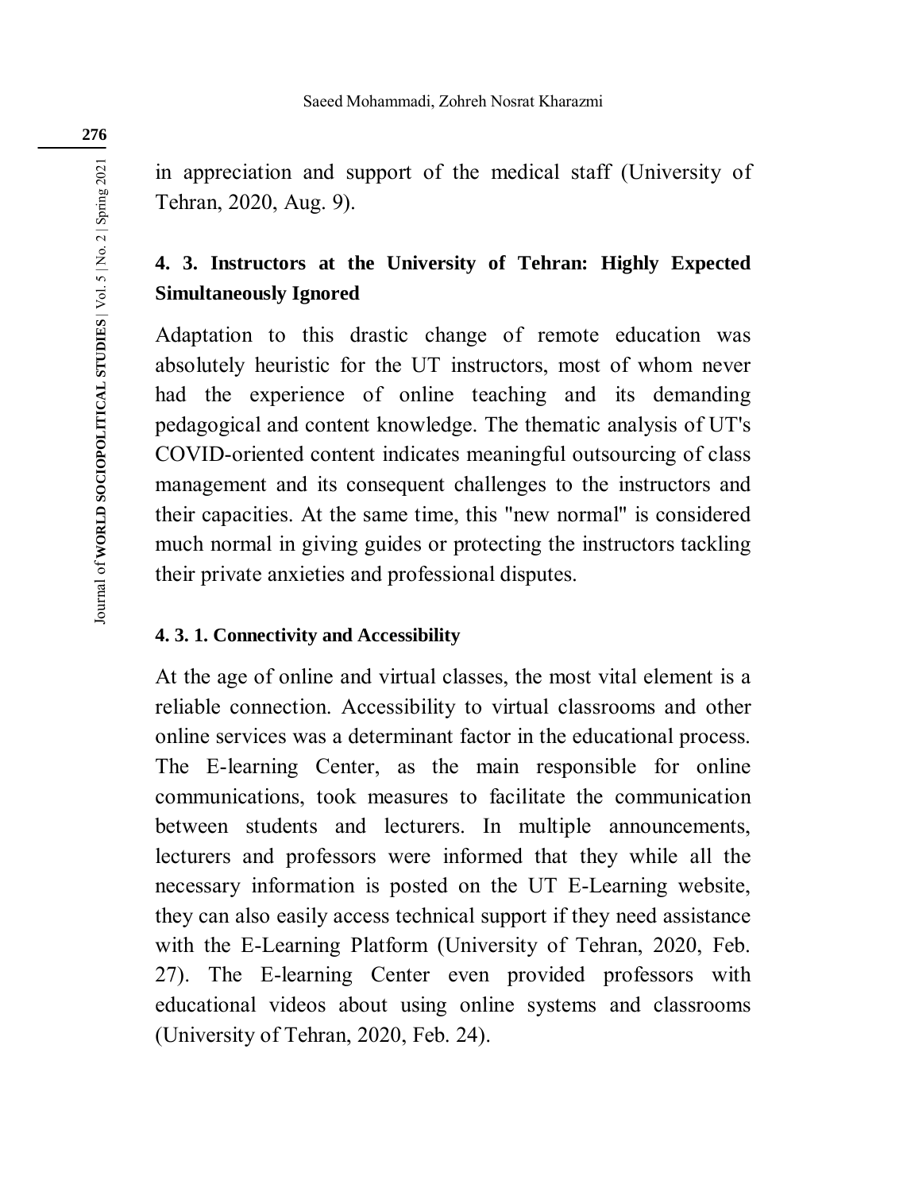in appreciation and support of the medical staff (University of Tehran, 2020, Aug. 9).

### 4. 3. Instructors at the University of Tehran: Highly Expected Simultaneously Ignored

Adaptation to this drastic change of remote education was absolutely heuristic for the UT instructors, most of whom never had the experience of online teaching and its demanding pedagogical and content knowledge. The thematic analysis of UT's COVID-oriented content indicates meaningful outsourcing of class management and its consequent challenges to the instructors and their capacities. At the same time, this "new normal" is considered much normal in giving guides or protecting the instructors tackling their private anxieties and professional disputes.

#### 4. 3. 1. Connectivity and Accessibility

At the age of online and virtual classes, the most vital element is a reliable connection. Accessibility to virtual classrooms and other online services was a determinant factor in the educational process. The E-learning Center, as the main responsible for online communications, took measures to facilitate the communication between students and lecturers. In multiple announcements, lecturers and professors were informed that they while all the necessary information is posted on the UT E-Learning website, they can also easily access technical support if they need assistance with the E-Learning Platform (University of Tehran, 2020, Feb. 27). The E-learning Center even provided professors with educational videos about using online systems and classrooms (University of Tehran, 2020, Feb. 24).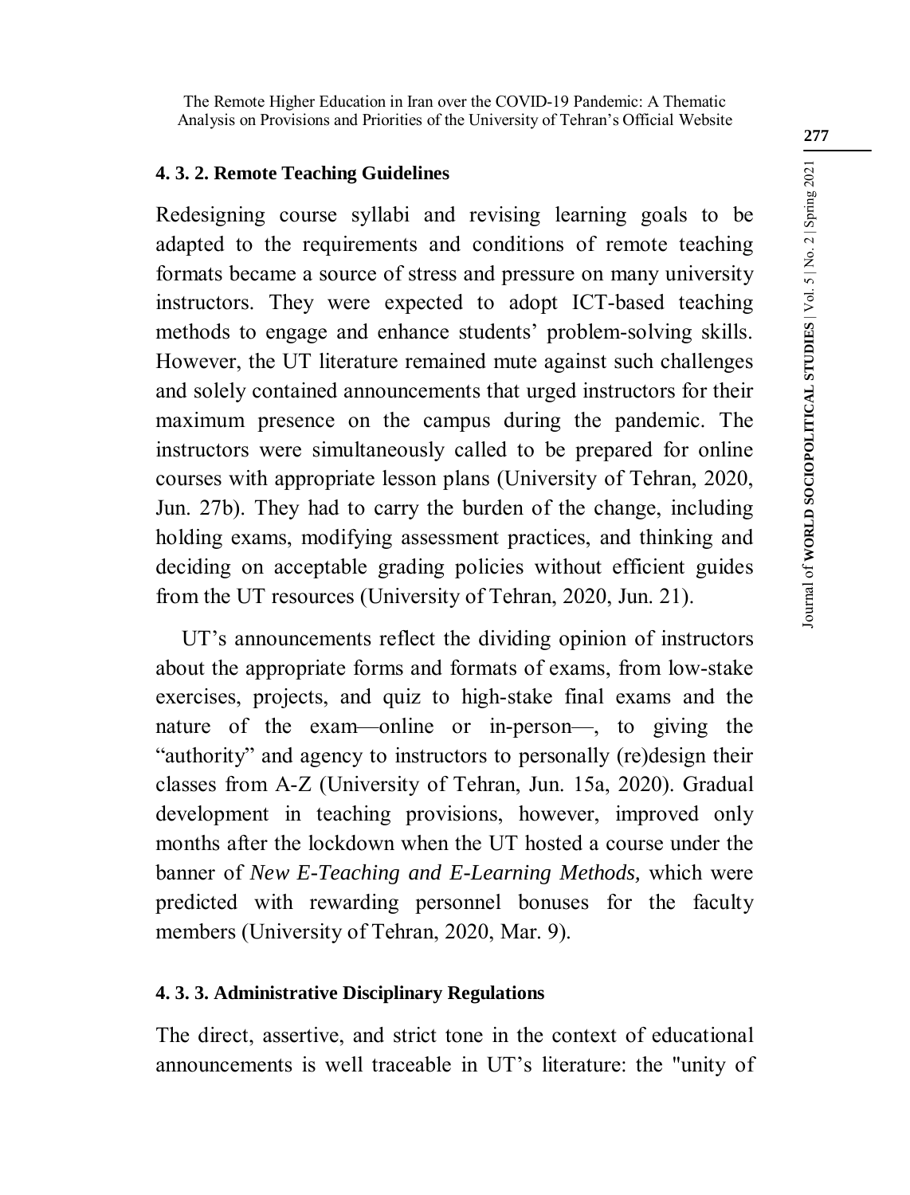#### 4. 3. 2. Remote Teaching Guidelines

Redesigning course syllabi and revising learning goals to be adapted to the requirements and conditions of remote teaching formats became a source of stress and pressure on many university instructors. They were expected to adopt ICT-based teaching methods to engage and enhance students' problem-solving skills. However, the UT literature remained mute against such challenges and solely contained announcements that urged instructors for their maximum presence on the campus during the pandemic. The instructors were simultaneously called to be prepared for online courses with appropriate lesson plans (University of Tehran, 2020, Jun. 27b). They had to carry the burden of the change, including holding exams, modifying assessment practices, and thinking and deciding on acceptable grading policies without efficient guides from the UT resources (University of Tehran, 2020, Jun. 21).

UT's announcements reflect the dividing opinion of instructors about the appropriate forms and formats of exams, from low-stake exercises, projects, and quiz to high-stake final exams and the nature of the exam—online or in-person—, to giving the "authority" and agency to instructors to personally (re)design their classes from A-Z (University of Tehran, Jun. 15a, 2020). Gradual development in teaching provisions, however, improved only months after the lockdown when the UT hosted a course under the banner of *New E-Teaching and E-Learning Methods,* which were predicted with rewarding personnel bonuses for the faculty members (University of Tehran, 2020, Mar. 9).

#### 4. 3. 3. Administrative Disciplinary Regulations

The direct, assertive, and strict tone in the context of educational announcements is well traceable in UT's literature: the "unity of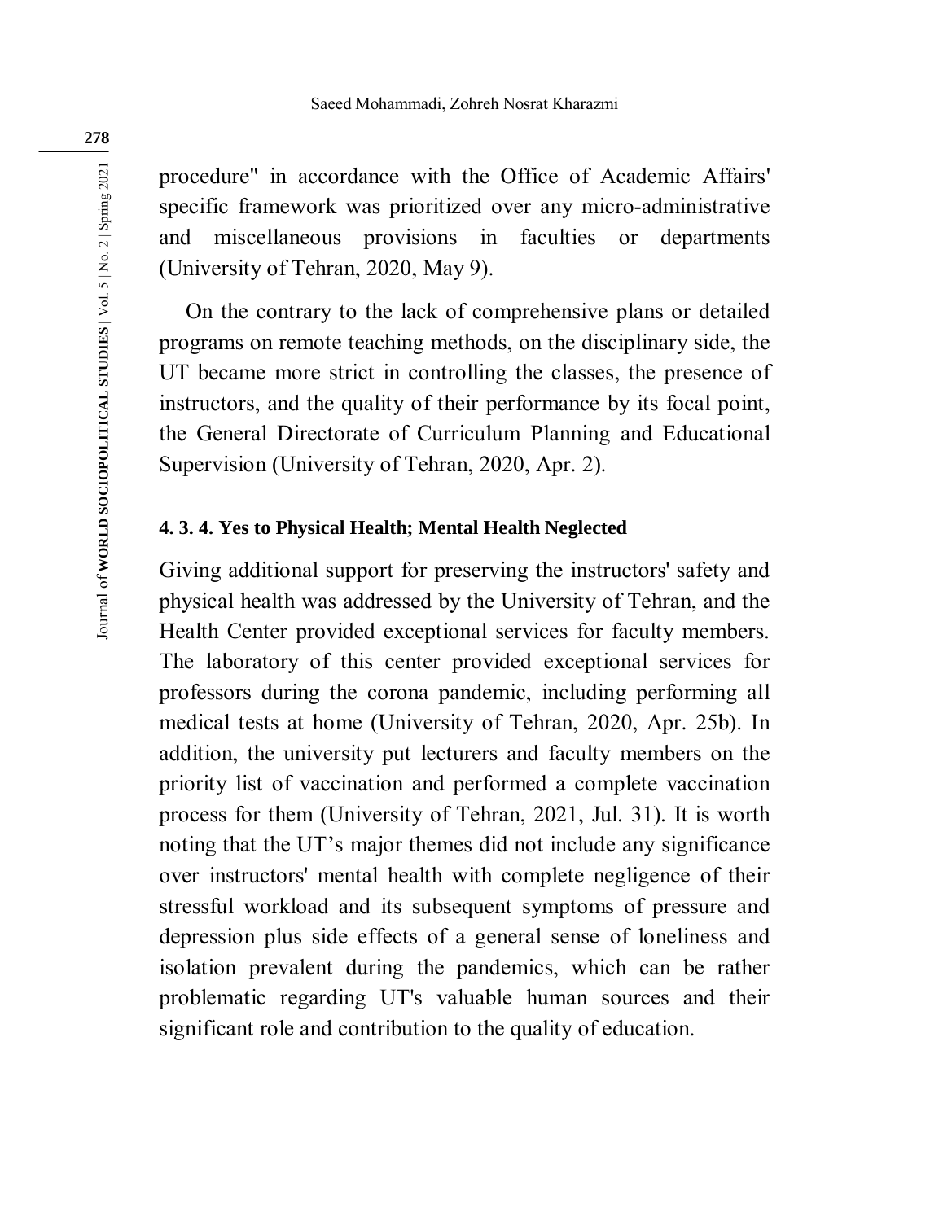procedure" in accordance with the Office of Academic Affairs' specific framework was prioritized over any micro-administrative and miscellaneous provisions in faculties or departments (University of Tehran, 2020, May 9).

On the contrary to the lack of comprehensive plans or detailed programs on remote teaching methods, on the disciplinary side, the UT became more strict in controlling the classes, the presence of instructors, and the quality of their performance by its focal point, the General Directorate of Curriculum Planning and Educational Supervision (University of Tehran, 2020, Apr. 2).

#### 4. 3. 4. Yes to Physical Health; Mental Health Neglected

Giving additional support for preserving the instructors' safety and physical health was addressed by the University of Tehran, and the Health Center provided exceptional services for faculty members. The laboratory of this center provided exceptional services for professors during the corona pandemic, including performing all medical tests at home (University of Tehran, 2020, Apr. 25b). In addition, the university put lecturers and faculty members on the priority list of vaccination and performed a complete vaccination process for them (University of Tehran, 2021, Jul. 31). It is worth noting that the UT's major themes did not include any significance over instructors' mental health with complete negligence of their stressful workload and its subsequent symptoms of pressure and depression plus side effects of a general sense of loneliness and isolation prevalent during the pandemics, which can be rather problematic regarding UT's valuable human sources and their significant role and contribution to the quality of education.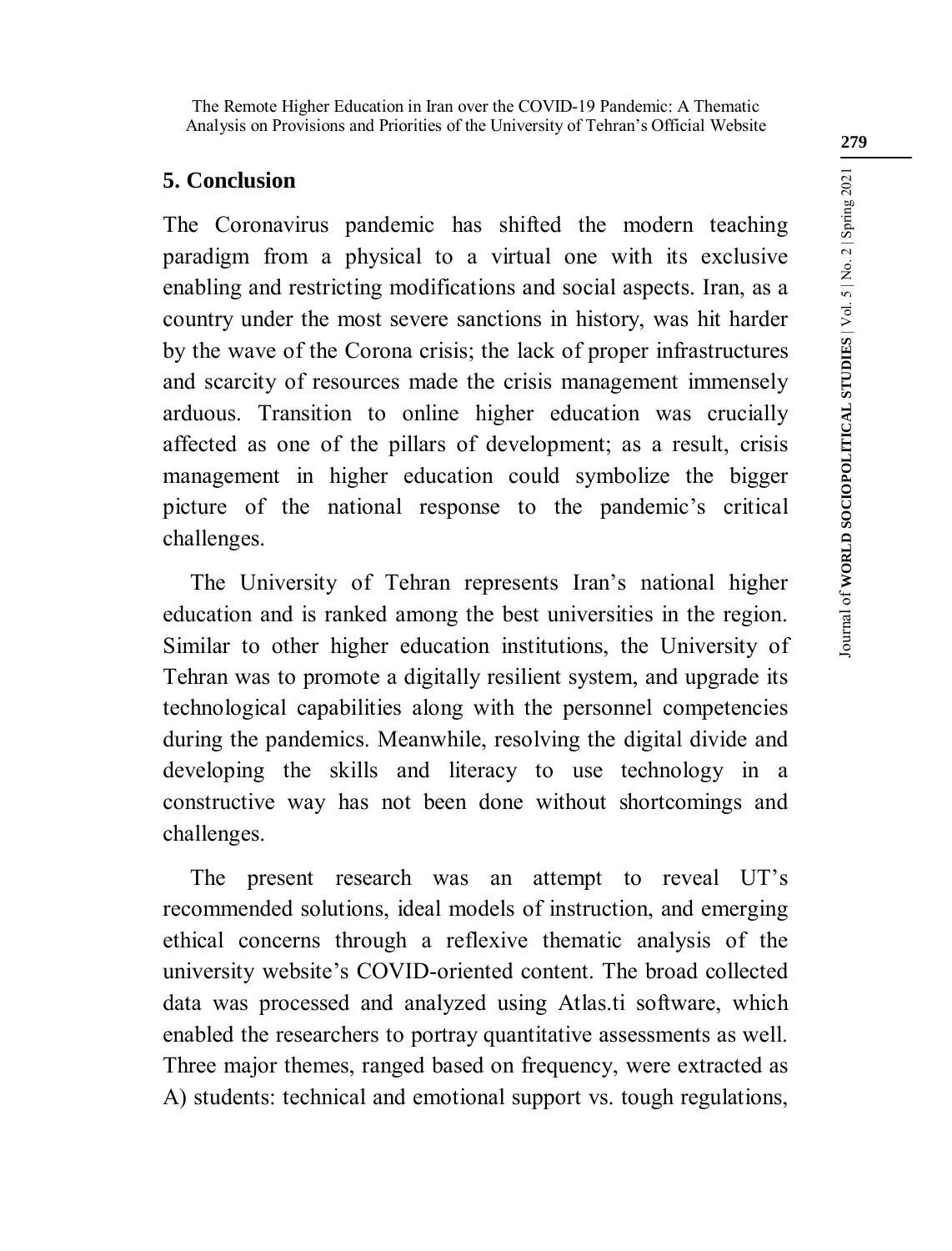## 5. Conclusion

The Coronavirus pandemic has shifted the modern teaching paradigm from a physical to a virtual one with its exclusive enabling and restricting modifications and social aspects. Iran, as a country under the most severe sanctions in history, was hit harder by the wave of the Corona crisis; the lack of proper infrastructures and scarcity of resources made the crisis management immensely arduous. Transition to online higher education was crucially affected as one of the pillars of development; as a result, crisis management in higher education could symbolize the bigger picture of the national response to the pandemic's critical challenges.

The University of Tehran represents Iran's national higher education and is ranked among the best universities in the region. Similar to other higher education institutions, the University of Tehran was to promote a digitally resilient system, and upgrade its technological capabilities along with the personnel competencies during the pandemics. Meanwhile, resolving the digital divide and developing the skills and literacy to use technology in a constructive way has not been done without shortcomings and challenges.

The present research was an attempt to reveal UT's recommended solutions, ideal models of instruction, and emerging ethical concerns through a reflexive thematic analysis of the university website's COVID-oriented content. The broad collected data was processed and analyzed using Atlas.ti software, which enabled the researchers to portray quantitative assessments as well. Three major themes, ranged based on frequency, were extracted as A) students: technical and emotional support vs. tough regulations,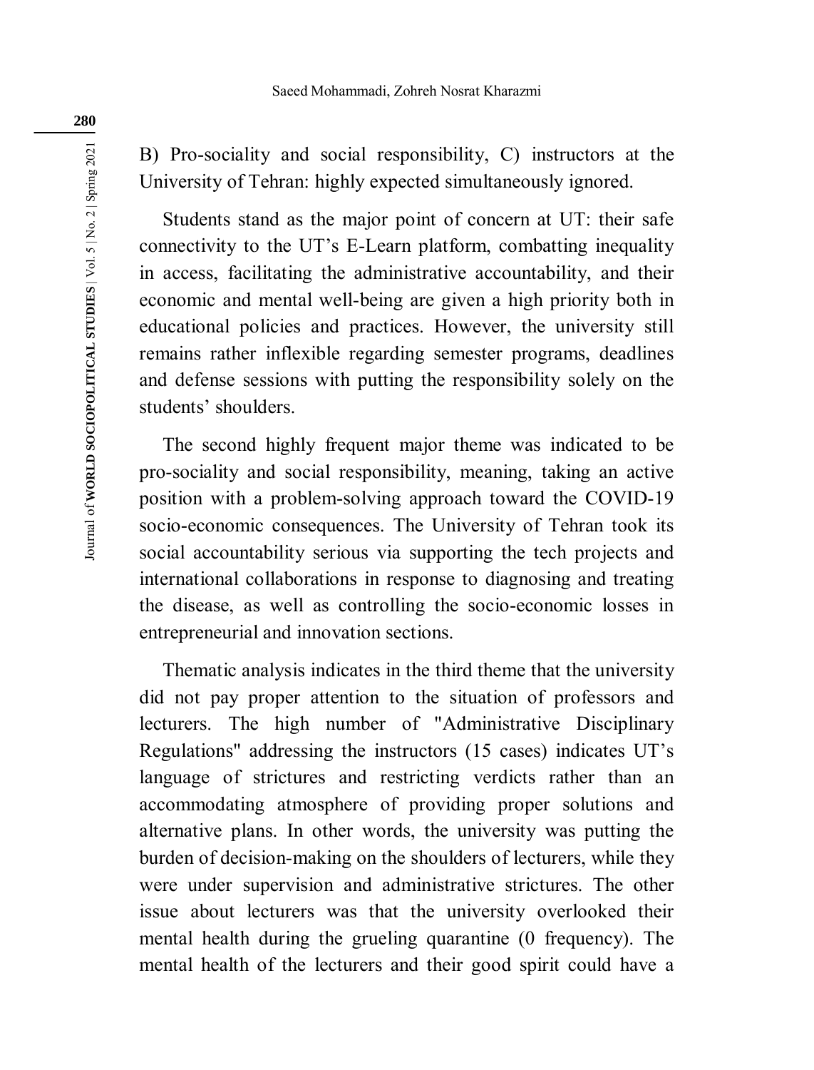B) Pro-sociality and social responsibility, C) instructors at the University of Tehran: highly expected simultaneously ignored.

Students stand as the major point of concern at UT: their safe connectivity to the UT's E-Learn platform, combatting inequality in access, facilitating the administrative accountability, and their economic and mental well-being are given a high priority both in educational policies and practices. However, the university still remains rather inflexible regarding semester programs, deadlines and defense sessions with putting the responsibility solely on the students' shoulders.

The second highly frequent major theme was indicated to be pro-sociality and social responsibility, meaning, taking an active position with a problem-solving approach toward the COVID-19 socio-economic consequences. The University of Tehran took its social accountability serious via supporting the tech projects and international collaborations in response to diagnosing and treating the disease, as well as controlling the socio-economic losses in entrepreneurial and innovation sections.

Thematic analysis indicates in the third theme that the university did not pay proper attention to the situation of professors and lecturers. The high number of "Administrative Disciplinary Regulations" addressing the instructors (15 cases) indicates UT's language of strictures and restricting verdicts rather than an accommodating atmosphere of providing proper solutions and alternative plans. In other words, the university was putting the burden of decision-making on the shoulders of lecturers, while they were under supervision and administrative strictures. The other issue about lecturers was that the university overlooked their mental health during the grueling quarantine (0 frequency). The mental health of the lecturers and their good spirit could have a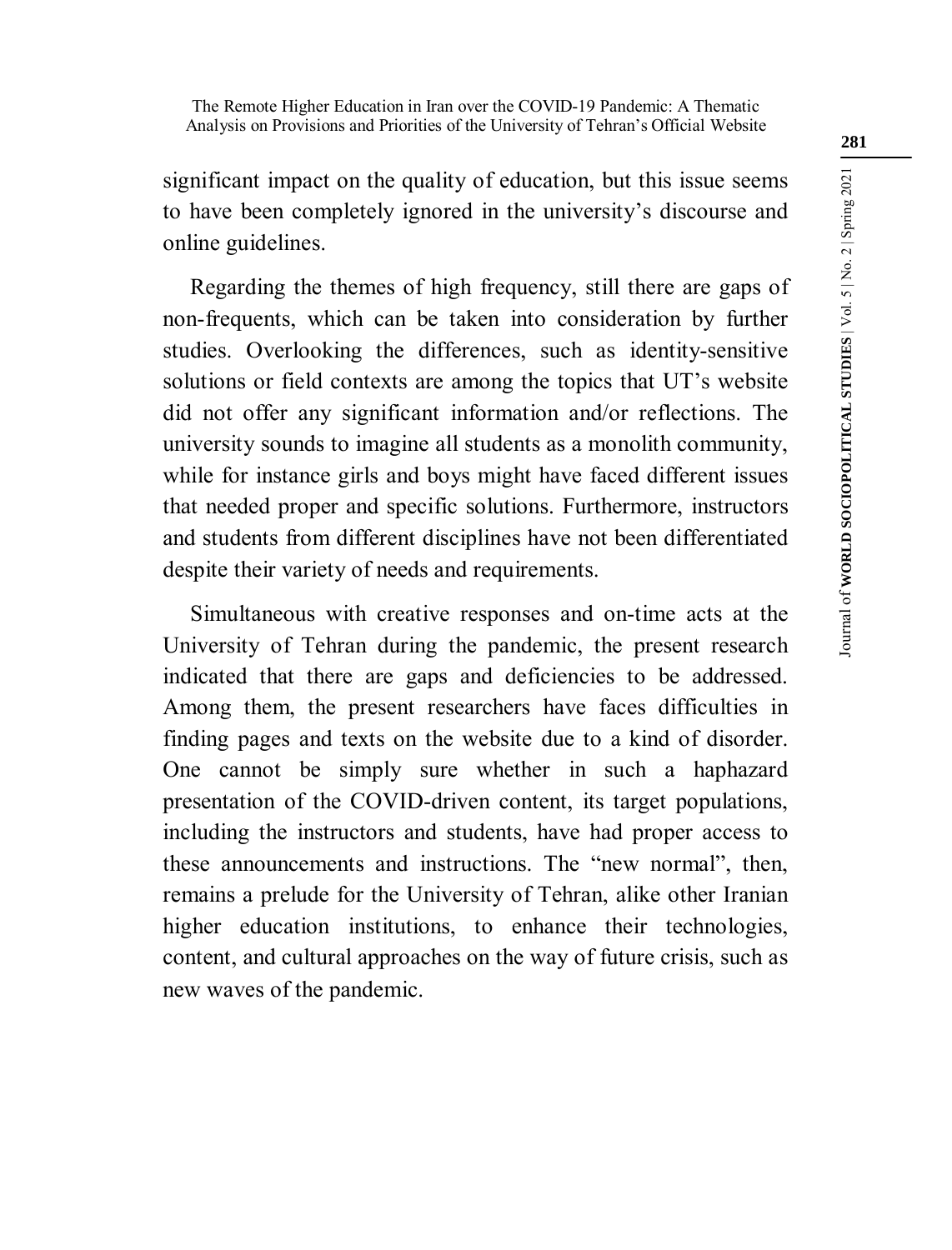significant impact on the quality of education, but this issue seems to have been completely ignored in the university's discourse and online guidelines.

Regarding the themes of high frequency, still there are gaps of non-frequents, which can be taken into consideration by further studies. Overlooking the differences, such as identity-sensitive solutions or field contexts are among the topics that UT's website did not offer any significant information and/or reflections. The university sounds to imagine all students as a monolith community, while for instance girls and boys might have faced different issues that needed proper and specific solutions. Furthermore, instructors and students from different disciplines have not been differentiated despite their variety of needs and requirements.

Simultaneous with creative responses and on-time acts at the University of Tehran during the pandemic, the present research indicated that there are gaps and deficiencies to be addressed. Among them, the present researchers have faces difficulties in finding pages and texts on the website due to a kind of disorder. One cannot be simply sure whether in such a haphazard presentation of the COVID-driven content, its target populations, including the instructors and students, have had proper access to these announcements and instructions. The "new normal", then, remains a prelude for the University of Tehran, alike other Iranian higher education institutions, to enhance their technologies, content, and cultural approaches on the way of future crisis, such as new waves of the pandemic.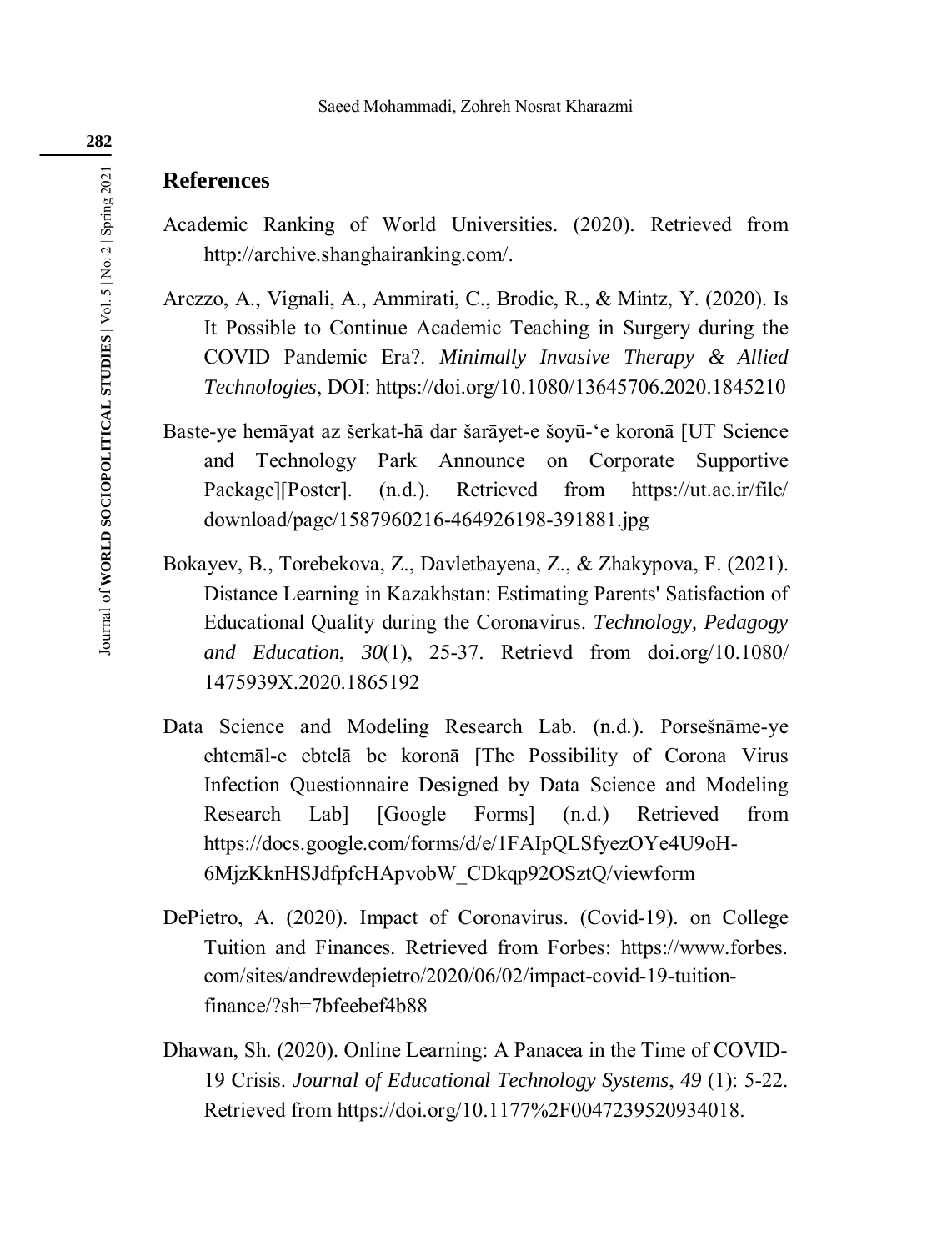## References

Academic Ranking of World Universities. (2020). Retrieved from http://archive.shanghairanking.com/.

Arezzo, A., Vignali, A., Ammirati, C., Brodie, R., & Mintz, Y. (2020). Is It Possible to Continue Academic Teaching in Surgery during the COVID Pandemic Era?. *Minimally Invasive Therapy & Allied Technologies*, DOI: https://doi.org/10.1080/13645706.2020.1845210

Baste-ye hemāyat az šerkat-hā dar šarāyet-e šoyū-ʻe koronā [UT Science and Technology Park Announce on Corporate Supportive Package][Poster]. (n.d.). Retrieved from https://ut.ac.ir/file/download/page/1587960216-464926198-391881.jpg

Bokayev, B., Torebekova, Z., Davletbayena, Z., & Zhakypova, F. (2021). Distance Learning in Kazakhstan: Estimating Parents' Satisfaction of Educational Quality during the Coronavirus. *Technology, Pedagogy and Education*, *30*(1), 25-37. Retrievd from doi.org/10.1080/1475939X.2020.1865192

Data Science and Modeling Research Lab. (n.d.). Porsešnāme-ye ehtemāl-e ebtelā be koronā [The Possibility of Corona Virus Infection Questionnaire Designed by Data Science and Modeling Research Lab] [Google Forms] (n.d.) Retrieved from https://docs.google.com/forms/d/e/1FAIpQLSfyezOYe4U9oH-6MjzKknHSJdfpfcHApvobW_CDkqp92OSztQ/viewform

DePietro, A. (2020). Impact of Coronavirus. (Covid-19). on College Tuition and Finances. Retrieved from Forbes: https://www.forbes.com/sites/andrewdepietro/2020/06/02/impact-covid-19-tuition-finance/?sh=7bfeebef4b88

Dhawan, Sh. (2020). Online Learning: A Panacea in the Time of COVID-19 Crisis. *Journal of Educational Technology Systems*, *49* (1): 5-22. Retrieved from https://doi.org/10.1177%2F0047239520934018.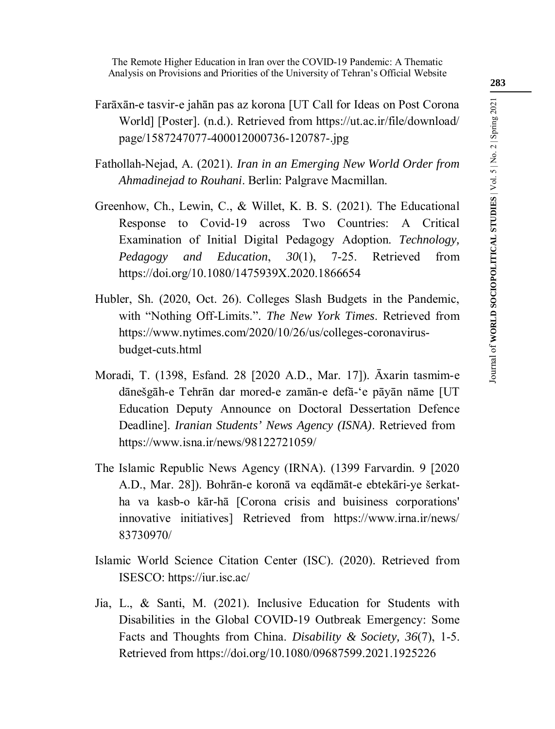Farāxān-e tasvir-e jahān pas az korona [UT Call for Ideas on Post Corona World] [Poster]. (n.d.). Retrieved from https://ut.ac.ir/file/download/page/1587247077-400012000736-120787-.jpg

Fathollah-Nejad, A. (2021). *Iran in an Emerging New World Order from Ahmadinejad to Rouhani*. Berlin: Palgrave Macmillan.

Greenhow, Ch., Lewin, C., & Willet, K. B. S. (2021). The Educational Response to Covid-19 across Two Countries: A Critical Examination of Initial Digital Pedagogy Adoption. *Technology, Pedagogy and Education*, *30*(1), 7-25. Retrieved from https://doi.org/10.1080/1475939X.2020.1866654

Hubler, Sh. (2020, Oct. 26). Colleges Slash Budgets in the Pandemic, with "Nothing Off-Limits.". *The New York Times*. Retrieved from https://www.nytimes.com/2020/10/26/us/colleges-coronavirus-budget-cuts.html

Moradi, T. (1398, Esfand. 28 [2020 A.D., Mar. 17]). Āxarin tasmim-e dānešgāh-e Tehrān dar mored-e zamān-e defā-'e pāyān nāme [UT Education Deputy Announce on Doctoral Dessertation Defence Deadline]. *Iranian Students' News Agency (ISNA)*. Retrieved from https://www.isna.ir/news/98122721059/

The Islamic Republic News Agency (IRNA). (1399 Farvardin. 9 [2020 A.D., Mar. 28]). Bohrān-e koronā va eqdāmāt-e ebtekāri-ye šerkat-ha va kasb-o kār-hā [Corona crisis and buisiness corporations' innovative initiatives] Retrieved from https://www.irna.ir/news/83730970/

Islamic World Science Citation Center (ISC). (2020). Retrieved from ISESCO: https://iur.isc.ac/

Jia, L., & Santi, M. (2021). Inclusive Education for Students with Disabilities in the Global COVID-19 Outbreak Emergency: Some Facts and Thoughts from China. *Disability & Society, 36*(7), 1-5. Retrieved from https://doi.org/10.1080/09687599.2021.1925226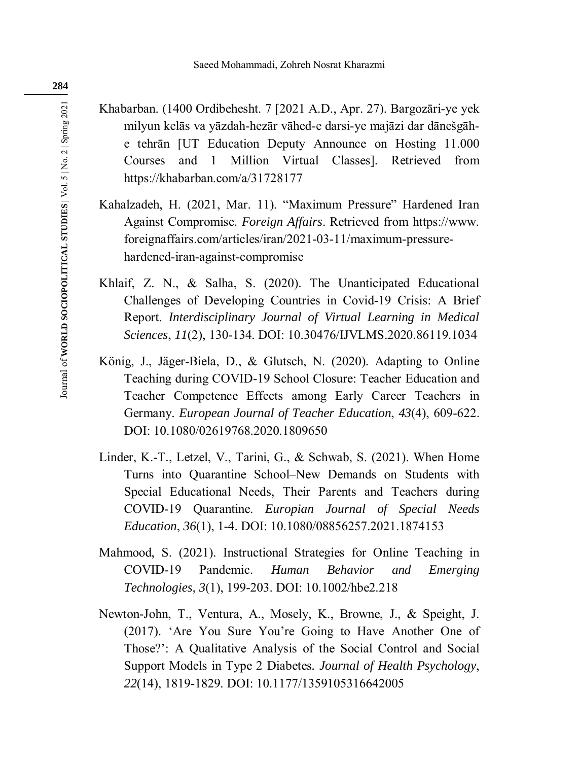Khabarban. (1400 Ordibehesht. 7 [2021 A.D., Apr. 27). Bargozāri-ye yek milyun kelās va yāzdah-hezār vāhed-e darsi-ye majāzi dar dānešgāh-e tehrān [UT Education Deputy Announce on Hosting 11.000 Courses and 1 Million Virtual Classes]. Retrieved from https://khabarban.com/a/31728177

Kahalzadeh, H. (2021, Mar. 11). "Maximum Pressure" Hardened Iran Against Compromise. *Foreign Affairs*. Retrieved from https://www.foreignaffairs.com/articles/iran/2021-03-11/maximum-pressure-hardened-iran-against-compromise

Khlaif, Z. N., & Salha, S. (2020). The Unanticipated Educational Challenges of Developing Countries in Covid-19 Crisis: A Brief Report. *Interdisciplinary Journal of Virtual Learning in Medical Sciences*, *11*(2), 130-134. DOI: 10.30476/IJVLMS.2020.86119.1034

König, J., Jäger-Biela, D., & Glutsch, N. (2020). Adapting to Online Teaching during COVID-19 School Closure: Teacher Education and Teacher Competence Effects among Early Career Teachers in Germany. *European Journal of Teacher Education*, *43*(4), 609-622. DOI: 10.1080/02619768.2020.1809650

Linder, K.-T., Letzel, V., Tarini, G., & Schwab, S. (2021). When Home Turns into Quarantine School–New Demands on Students with Special Educational Needs, Their Parents and Teachers during COVID-19 Quarantine. *Europian Journal of Special Needs Education*, *36*(1), 1-4. DOI: 10.1080/08856257.2021.1874153

Mahmood, S. (2021). Instructional Strategies for Online Teaching in COVID-19 Pandemic. *Human Behavior and Emerging Technologies*, *3*(1), 199-203. DOI: 10.1002/hbe2.218

Newton-John, T., Ventura, A., Mosely, K., Browne, J., & Speight, J. (2017). 'Are You Sure You're Going to Have Another One of Those?': A Qualitative Analysis of the Social Control and Social Support Models in Type 2 Diabetes. *Journal of Health Psychology*, *22*(14), 1819-1829. DOI: 10.1177/1359105316642005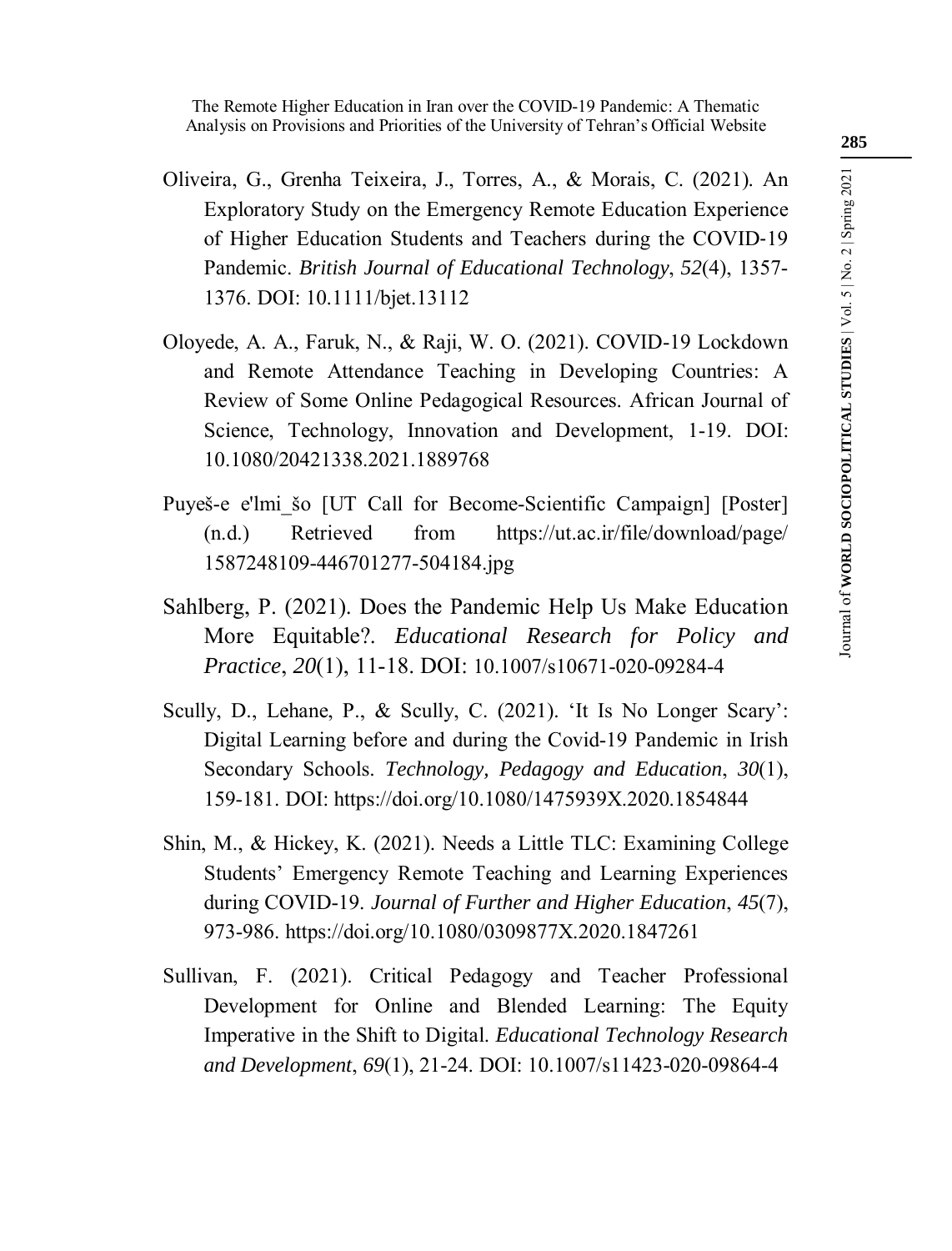Oliveira, G., Grenha Teixeira, J., Torres, A., & Morais, C. (2021). An Exploratory Study on the Emergency Remote Education Experience of Higher Education Students and Teachers during the COVID-19 Pandemic. *British Journal of Educational Technology*, *52*(4), 1357-1376. DOI: 10.1111/bjet.13112

Oloyede, A. A., Faruk, N., & Raji, W. O. (2021). COVID-19 Lockdown and Remote Attendance Teaching in Developing Countries: A Review of Some Online Pedagogical Resources. African Journal of Science, Technology, Innovation and Development, 1-19. DOI: 10.1080/20421338.2021.1889768

Puyeš-e e'lmi_šo [UT Call for Become-Scientific Campaign] [Poster] (n.d.) Retrieved from https://ut.ac.ir/file/download/page/1587248109-446701277-504184.jpg

Sahlberg, P. (2021). Does the Pandemic Help Us Make Education More Equitable?. *Educational Research for Policy and Practice*, *20*(1), 11-18. DOI: 10.1007/s10671-020-09284-4

Scully, D., Lehane, P., & Scully, C. (2021). 'It Is No Longer Scary': Digital Learning before and during the Covid-19 Pandemic in Irish Secondary Schools. *Technology, Pedagogy and Education*, *30*(1), 159-181. DOI: https://doi.org/10.1080/1475939X.2020.1854844

Shin, M., & Hickey, K. (2021). Needs a Little TLC: Examining College Students' Emergency Remote Teaching and Learning Experiences during COVID-19. *Journal of Further and Higher Education*, *45*(7), 973-986. https://doi.org/10.1080/0309877X.2020.1847261

Sullivan, F. (2021). Critical Pedagogy and Teacher Professional Development for Online and Blended Learning: The Equity Imperative in the Shift to Digital. *Educational Technology Research and Development*, *69*(1), 21-24. DOI: 10.1007/s11423-020-09864-4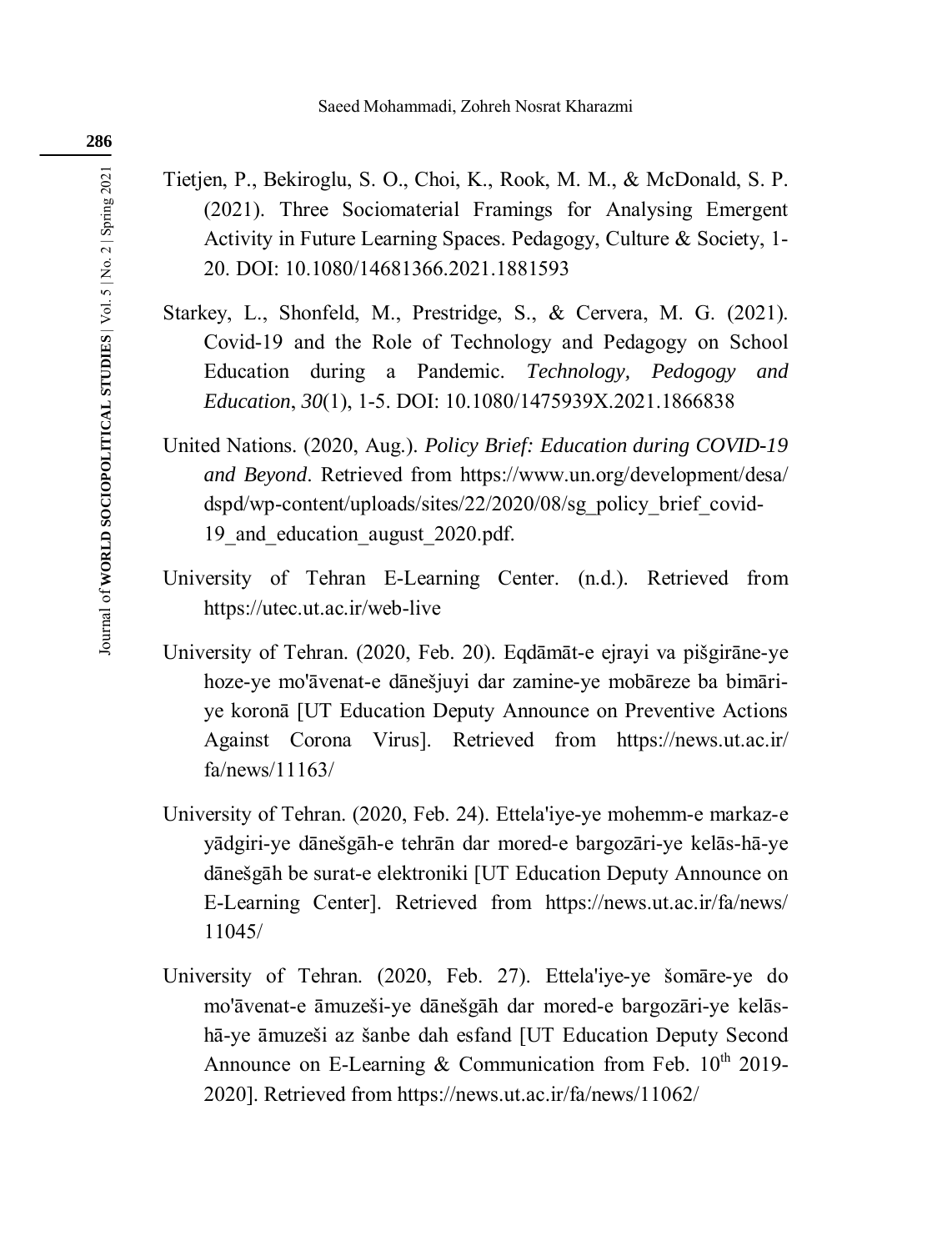Tietjen, P., Bekiroglu, S. O., Choi, K., Rook, M. M., & McDonald, S. P. (2021). Three Sociomaterial Framings for Analysing Emergent Activity in Future Learning Spaces. Pedagogy, Culture & Society, 1-20. DOI: 10.1080/14681366.2021.1881593

Starkey, L., Shonfeld, M., Prestridge, S., & Cervera, M. G. (2021). Covid-19 and the Role of Technology and Pedagogy on School Education during a Pandemic. *Technology, Pedogogy and Education*, *30*(1), 1-5. DOI: 10.1080/1475939X.2021.1866838

United Nations. (2020, Aug.). *Policy Brief: Education during COVID-19 and Beyond*. Retrieved from https://www.un.org/development/desa/dspd/wp-content/uploads/sites/22/2020/08/sg_policy_brief_covid-19_and_education_august_2020.pdf.

University of Tehran E-Learning Center. (n.d.). Retrieved from https://utec.ut.ac.ir/web-live

University of Tehran. (2020, Feb. 20). Eqdāmāt-e ejrayi va pišgirāne-ye hoze-ye mo'āvenat-e dānešjuyi dar zamine-ye mobāreze ba bimāri-ye koronā [UT Education Deputy Announce on Preventive Actions Against Corona Virus]. Retrieved from https://news.ut.ac.ir/fa/news/11163/

University of Tehran. (2020, Feb. 24). Ettela'iye-ye mohemm-e markaz-e yādgiri-ye dānešgāh-e tehrān dar mored-e bargozāri-ye kelās-hā-ye dānešgāh be surat-e elektroniki [UT Education Deputy Announce on E-Learning Center]. Retrieved from https://news.ut.ac.ir/fa/news/11045/

University of Tehran. (2020, Feb. 27). Ettela'iye-ye šomāre-ye do mo'āvenat-e āmuzeši-ye dānešgāh dar mored-e bargozāri-ye kelās-hā-ye āmuzeši az šanbe dah esfand [UT Education Deputy Second Announce on E-Learning & Communication from Feb. 10th 2019-2020]. Retrieved from https://news.ut.ac.ir/fa/news/11062/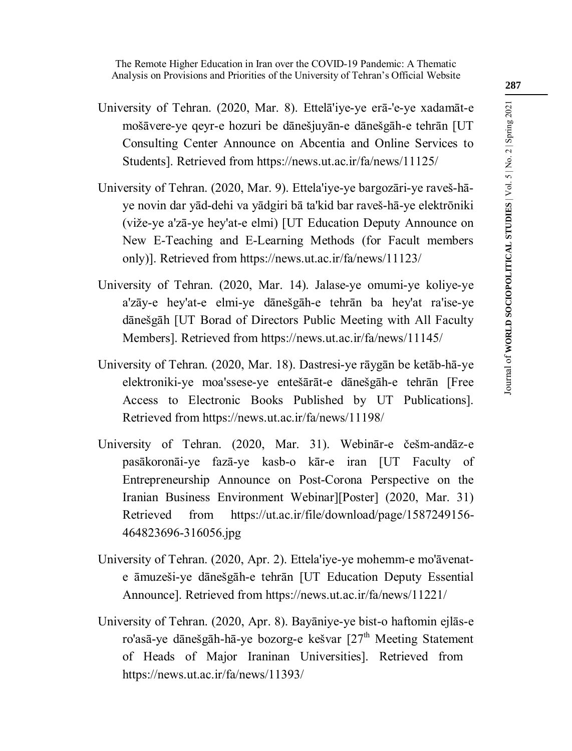University of Tehran. (2020, Mar. 8). Ettelā'iye-ye erā-'e-ye xadamāt-e mošāvere-ye qeyr-e hozuri be dānešjuyān-e dānešgāh-e tehrān [UT Consulting Center Announce on Abcentia and Online Services to Students]. Retrieved from https://news.ut.ac.ir/fa/news/11125/

University of Tehran. (2020, Mar. 9). Ettela'iye-ye bargozāri-ye raveš-hā-ye novin dar yād-dehi va yādgiri bā ta'kid bar raveš-hā-ye elektrōniki (vi že-ye a'zā-ye hey'at-e elmi) [UT Education Deputy Announce on New E-Teaching and E-Learning Methods (for Facult members only)]. Retrieved from https://news.ut.ac.ir/fa/news/11123/

University of Tehran. (2020, Mar. 14). Jalase-ye omumi-ye koliye-ye a'zāy-e hey'at-e elmi-ye dānešgāh-e tehrān ba hey'at ra'ise-ye dānešgāh [UT Borad of Directors Public Meeting with All Faculty Members]. Retrieved from https://news.ut.ac.ir/fa/news/11145/

University of Tehran. (2020, Mar. 18). Dastresi-ye rāygān be ketāb-hā-ye elektroniki-ye moa'ssese-ye entešārāt-e dānešgāh-e tehrān [Free Access to Electronic Books Published by UT Publications]. Retrieved from https://news.ut.ac.ir/fa/news/11198/

University of Tehran. (2020, Mar. 31). Webinār-e češm-andāz-e pasākoronāi-ye fazā-ye kasb-o kār-e iran [UT Faculty of Entrepreneurship Announce on Post-Corona Perspective on the Iranian Business Environment Webinar][Poster] (2020, Mar. 31) Retrieved from https://ut.ac.ir/file/download/page/1587249156-464823696-316056.jpg

University of Tehran. (2020, Apr. 2). Ettela'iye-ye mohemm-e mo'āvenat-e āmuzeši-ye dānešgāh-e tehrān [UT Education Deputy Essential Announce]. Retrieved from https://news.ut.ac.ir/fa/news/11221/

University of Tehran. (2020, Apr. 8). Bayāniye-ye bist-o haftomin ejlās-e ro'asā-ye dānešgāh-hā-ye bozorg-e kešvar [27th Meeting Statement of Heads of Major Iraninan Universities]. Retrieved from https://news.ut.ac.ir/fa/news/11393/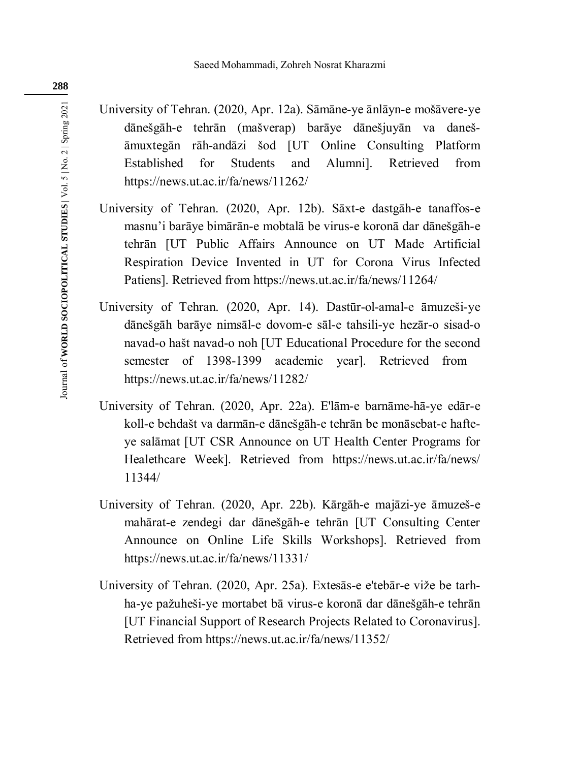University of Tehran. (2020, Apr. 12a). Sāmāne-ye ānlāyn-e mošāvere-ye dānešgāh-e tehrān (mašverap) barāye dānešjuyān va daneš-āmuxtegān rāh-andāzi šod [UT Online Consulting Platform Established for Students and Alumni]. Retrieved from https://news.ut.ac.ir/fa/news/11262/

University of Tehran. (2020, Apr. 12b). Sāxt-e dastgāh-e tanaffos-e masnu'i barāye bimārān-e mobtalā be virus-e koronā dar dānešgāh-e tehrān [UT Public Affairs Announce on UT Made Artificial Respiration Device Invented in UT for Corona Virus Infected Patiens]. Retrieved from https://news.ut.ac.ir/fa/news/11264/

University of Tehran. (2020, Apr. 14). Dastūr-ol-amal-e āmuzeši-ye dānešgāh barāye nimsāl-e dovom-e sāl-e tahsili-ye hezār-o sisad-o navad-o hašt navad-o noh [UT Educational Procedure for the second semester of 1398-1399 academic year]. Retrieved from https://news.ut.ac.ir/fa/news/11282/

University of Tehran. (2020, Apr. 22a). E'lām-e barnāme-hā-ye edār-e koll-e behdašt va darmān-e dānešgāh-e tehrān be monāsebat-e hafte-ye salāmat [UT CSR Announce on UT Health Center Programs for Healethcare Week]. Retrieved from https://news.ut.ac.ir/fa/news/11344/

University of Tehran. (2020, Apr. 22b). Kārgāh-e majāzi-ye āmuzeš-e mahārat-e zendegi dar dānešgāh-e tehrān [UT Consulting Center Announce on Online Life Skills Workshops]. Retrieved from https://news.ut.ac.ir/fa/news/11331/

University of Tehran. (2020, Apr. 25a). Extesās-e e'tebār-e vize be tarh-ha-ye pažuheši-ye mortabet bā virus-e koronā dar dānešgāh-e tehrān [UT Financial Support of Research Projects Related to Coronavirus]. Retrieved from https://news.ut.ac.ir/fa/news/11352/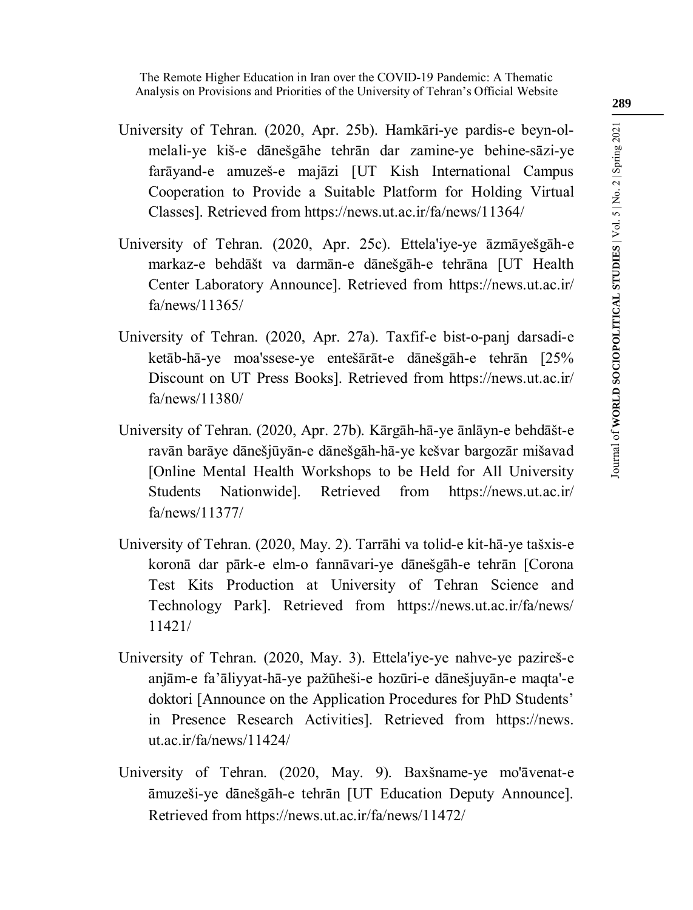University of Tehran. (2020, Apr. 25b). Hamkāri-ye pardis-e beyn-ol-melali-ye kiš-e dānešgāhe tehrān dar zamine-ye behine-sāzi-ye farāyand-e amuzeš-e majāzi [UT Kish International Campus Cooperation to Provide a Suitable Platform for Holding Virtual Classes]. Retrieved from https://news.ut.ac.ir/fa/news/11364/

University of Tehran. (2020, Apr. 25c). Ettela'iye-ye āzmāyešgāh-e markaz-e behdāšt va darmān-e dānešgāh-e tehrāna [UT Health Center Laboratory Announce]. Retrieved from https://news.ut.ac.ir/fa/news/11365/

University of Tehran. (2020, Apr. 27a). Taxfif-e bist-o-panj darsadi-e ketāb-hā-ye moa'ssese-ye entešārāt-e dānešgāh-e tehrān [25% Discount on UT Press Books]. Retrieved from https://news.ut.ac.ir/fa/news/11380/

University of Tehran. (2020, Apr. 27b). Kārgāh-hā-ye ānlāyn-e behdāšt-e ravān barāye dānešjūyān-e dānešgāh-hā-ye kešvar bargozār mišavad [Online Mental Health Workshops to be Held for All University Students Nationwide]. Retrieved from https://news.ut.ac.ir/fa/news/11377/

University of Tehran. (2020, May. 2). Tarrāhi va tolid-e kit-hā-ye tašxis-e koronā dar pārk-e elm-o fannāvari-ye dānešgāh-e tehrān [Corona Test Kits Production at University of Tehran Science and Technology Park]. Retrieved from https://news.ut.ac.ir/fa/news/11421/

University of Tehran. (2020, May. 3). Ettela'iye-ye nahve-ye pazireš-e anjām-e fa'āliyyat-hā-ye pažūheši-e hozūri-e dānešjuyān-e maqta'-e doktori [Announce on the Application Procedures for PhD Students' in Presence Research Activities]. Retrieved from https://news.ut.ac.ir/fa/news/11424/

University of Tehran. (2020, May. 9). Baxšname-ye mo'āvenat-e āmuzeši-ye dānešgāh-e tehrān [UT Education Deputy Announce]. Retrieved from https://news.ut.ac.ir/fa/news/11472/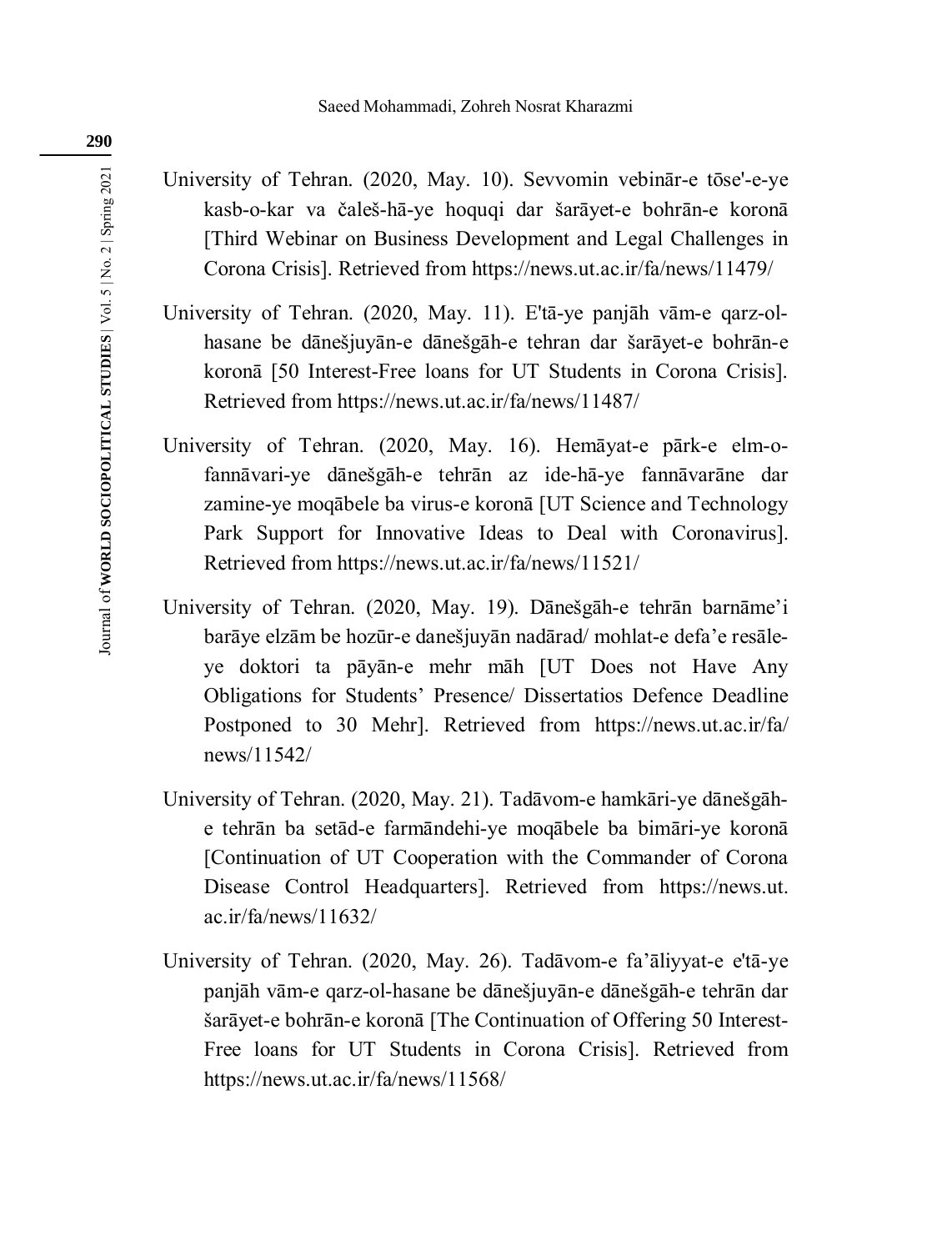University of Tehran. (2020, May. 10). Sevvomin vebinār-e tōse'-e-ye kasb-o-kar va čaleš-hā-ye hoquqi dar šarāyet-e bohrān-e koronā [Third Webinar on Business Development and Legal Challenges in Corona Crisis]. Retrieved from https://news.ut.ac.ir/fa/news/11479/

University of Tehran. (2020, May. 11). E'tā-ye panjāh vām-e qarz-ol-hasane be dānešjuyān-e dānešgāh-e tehran dar šarāyet-e bohrān-e koronā [50 Interest-Free loans for UT Students in Corona Crisis]. Retrieved from https://news.ut.ac.ir/fa/news/11487/

University of Tehran. (2020, May. 16). Hemāyat-e pārk-e elm-o-fannāvari-ye dānešgāh-e tehrān az ide-hā-ye fannāvarāne dar zamine-ye moqābele ba virus-e koronā [UT Science and Technology Park Support for Innovative Ideas to Deal with Coronavirus]. Retrieved from https://news.ut.ac.ir/fa/news/11521/

University of Tehran. (2020, May. 19). Dānešgāh-e tehrān barnāme'i barāye elzām be hozūr-e danešjuyān nadārad/ mohlat-e defa'e resāle-ye doktori ta pāyān-e mehr māh [UT Does not Have Any Obligations for Students' Presence/ Dissertatios Defence Deadline Postponed to 30 Mehr]. Retrieved from https://news.ut.ac.ir/fa/news/11542/

University of Tehran. (2020, May. 21). Tadāvom-e hamkāri-ye dānešgāh-e tehrān ba setād-e farmāndehi-ye moqābele ba bimāri-ye koronā [Continuation of UT Cooperation with the Commander of Corona Disease Control Headquarters]. Retrieved from https://news.ut.ac.ir/fa/news/11632/

University of Tehran. (2020, May. 26). Tadāvom-e fa'āliyyat-e e'tā-ye panjāh vām-e qarz-ol-hasane be dānešjuyān-e dānešgāh-e tehrān dar šarāyet-e bohrān-e koronā [The Continuation of Offering 50 Interest-Free loans for UT Students in Corona Crisis]. Retrieved from https://news.ut.ac.ir/fa/news/11568/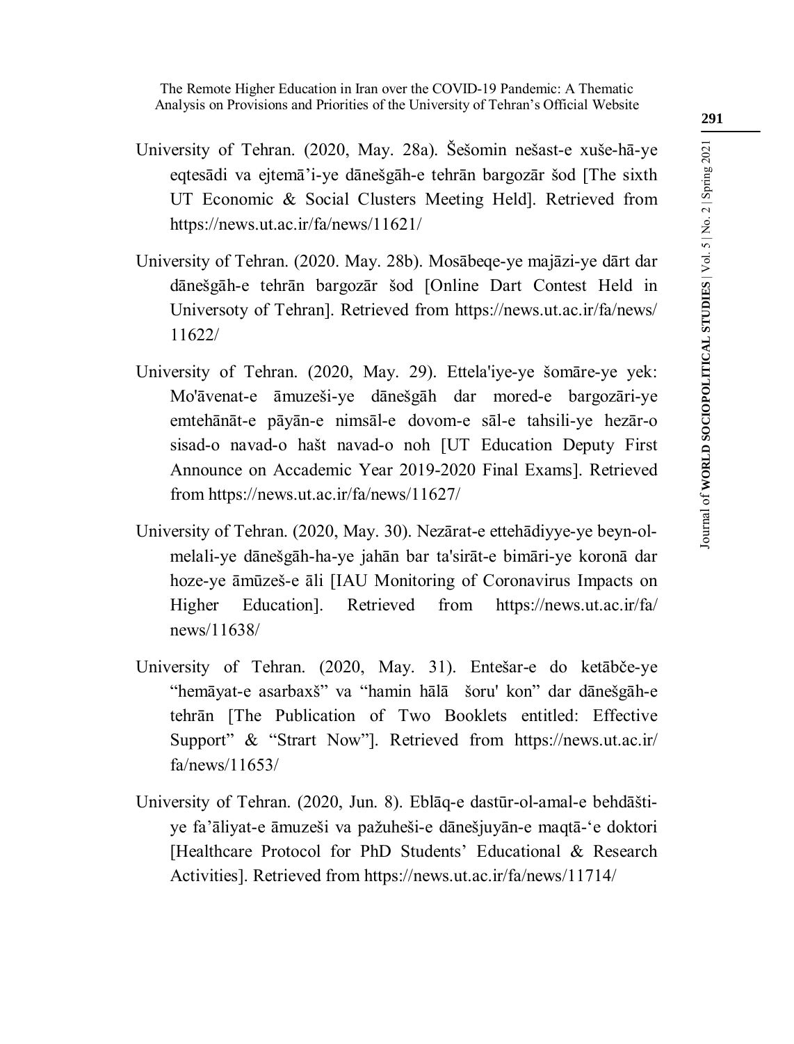University of Tehran. (2020, May. 28a). Šešomin nešast-e xuše-hā-ye eqtesādi va ejtemā'i-ye dānešgāh-e tehrān bargozār šod [The sixth UT Economic & Social Clusters Meeting Held]. Retrieved from https://news.ut.ac.ir/fa/news/11621/

University of Tehran. (2020. May. 28b). Mosābeqe-ye majāzi-ye dārt dar dānešgāh-e tehrān bargozār šod [Online Dart Contest Held in Universoty of Tehran]. Retrieved from https://news.ut.ac.ir/fa/news/11622/

University of Tehran. (2020, May. 29). Ettela'iye-ye šomāre-ye yek: Mo'āvenat-e āmuzeši-ye dānešgāh dar mored-e bargozāri-ye emtehānāt-e pāyān-e nimsāl-e dovom-e sāl-e tahsili-ye hezār-o sisad-o navad-o hašt navad-o noh [UT Education Deputy First Announce on Accademic Year 2019-2020 Final Exams]. Retrieved from https://news.ut.ac.ir/fa/news/11627/

University of Tehran. (2020, May. 30). Nezārat-e ettehādiyye-ye beyn-ol-melali-ye dānešgāh-ha-ye jahān bar ta'sirāt-e bimāri-ye koronā dar hoze-ye āmūzeš-e āli [IAU Monitoring of Coronavirus Impacts on Higher Education]. Retrieved from https://news.ut.ac.ir/fa/news/11638/

University of Tehran. (2020, May. 31). Entešar-e do ketābče-ye "hemāyat-e asarbaxš" va "hamin hālā šoru' kon" dar dānešgāh-e tehrān [The Publication of Two Booklets entitled: Effective Support" & "Strart Now"]. Retrieved from https://news.ut.ac.ir/fa/news/11653/

University of Tehran. (2020, Jun. 8). Eblāq-e dastūr-ol-amal-e behdāšti-ye fa'āliyat-e āmuzeši va pažuheši-e dānešjuyān-e maqtā-'e doktori [Healthcare Protocol for PhD Students' Educational & Research Activities]. Retrieved from https://news.ut.ac.ir/fa/news/11714/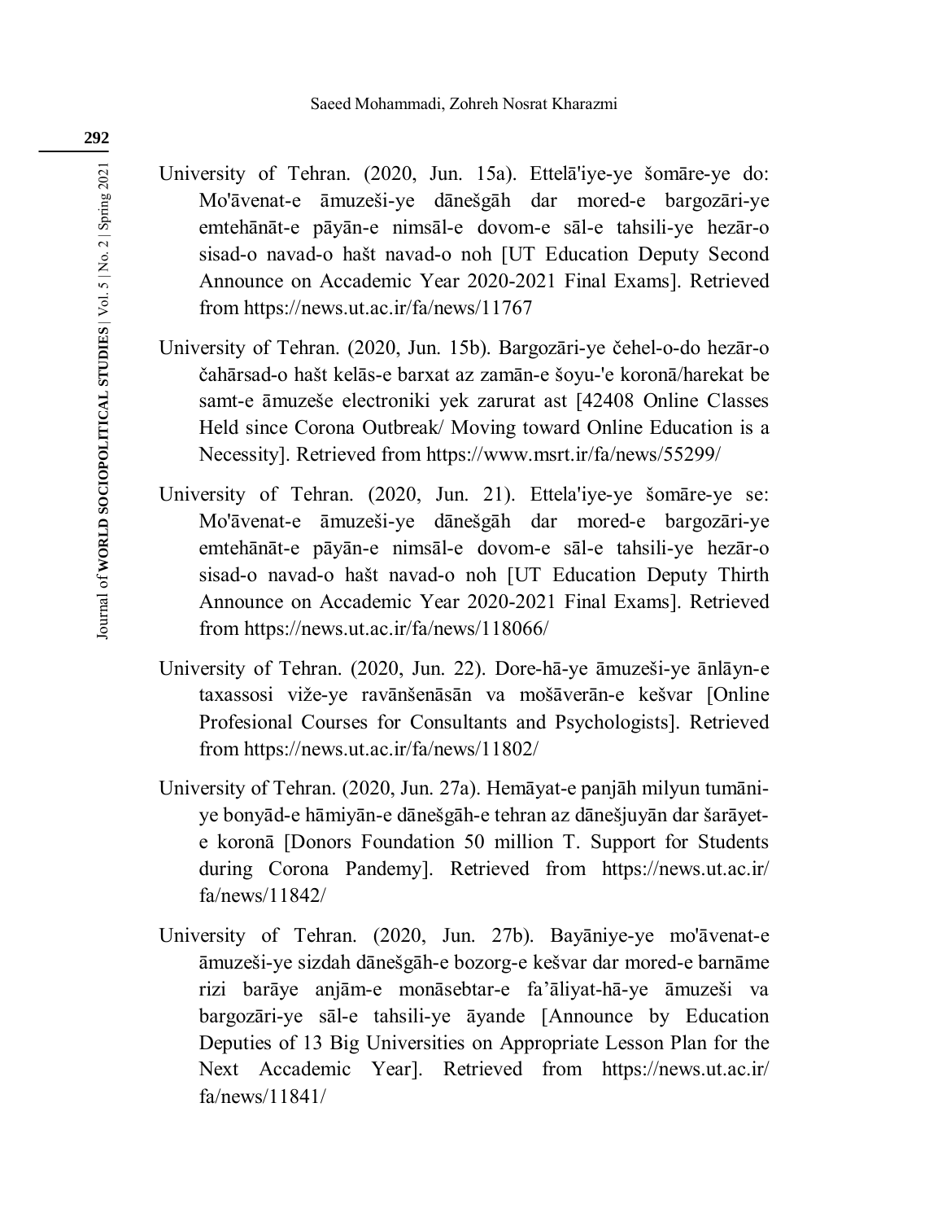University of Tehran. (2020, Jun. 15a). Ettelā'iye-ye šomāre-ye do: Mo'āvenat-e āmuzeši-ye dānešgāh dar mored-e bargozāri-ye emtehānāt-e pāyān-e nimsāl-e dovom-e sāl-e tahsili-ye hezār-o sisad-o navad-o hašt navad-o noh [UT Education Deputy Second Announce on Accademic Year 2020-2021 Final Exams]. Retrieved from https://news.ut.ac.ir/fa/news/11767

University of Tehran. (2020, Jun. 15b). Bargozāri-ye čehel-o-do hezār-o čahārsad-o hašt kelās-e barxat az zamān-e šoyu-'e koronā/harekat be samt-e āmuzeše electroniki yek zarurat ast [42408 Online Classes Held since Corona Outbreak/ Moving toward Online Education is a Necessity]. Retrieved from https://www.msrt.ir/fa/news/55299/

University of Tehran. (2020, Jun. 21). Ettela'iye-ye šomāre-ye se: Mo'āvenat-e āmuzeši-ye dānešgāh dar mored-e bargozāri-ye emtehānāt-e pāyān-e nimsāl-e dovom-e sāl-e tahsili-ye hezār-o sisad-o navad-o hašt navad-o noh [UT Education Deputy Thirth Announce on Accademic Year 2020-2021 Final Exams]. Retrieved from https://news.ut.ac.ir/fa/news/118066/

University of Tehran. (2020, Jun. 22). Dore-hā-ye āmuzeši-ye ānlāyn-e taxassosi vije-ye ravānšenāsān va mošāverān-e kešvar [Online Profesional Courses for Consultants and Psychologists]. Retrieved from https://news.ut.ac.ir/fa/news/11802/

University of Tehran. (2020, Jun. 27a). Hemāyat-e panjāh milyun tumāni-ye bonyād-e hāmiyān-e dānešgāh-e tehran az dānešjuyān dar šarāyet-e koronā [Donors Foundation 50 million T. Support for Students during Corona Pandemy]. Retrieved from https://news.ut.ac.ir/fa/news/11842/

University of Tehran. (2020, Jun. 27b). Bayāniye-ye mo'āvenat-e āmuzeši-ye sizdah dānešgāh-e bozorg-e kešvar dar mored-e barnāme rizi barāye anjām-e monāsebtar-e fa'āliyat-hā-ye āmuzeši va bargozāri-ye sāl-e tahsili-ye āyande [Announce by Education Deputies of 13 Big Universities on Appropriate Lesson Plan for the Next Accademic Year]. Retrieved from https://news.ut.ac.ir/fa/news/11841/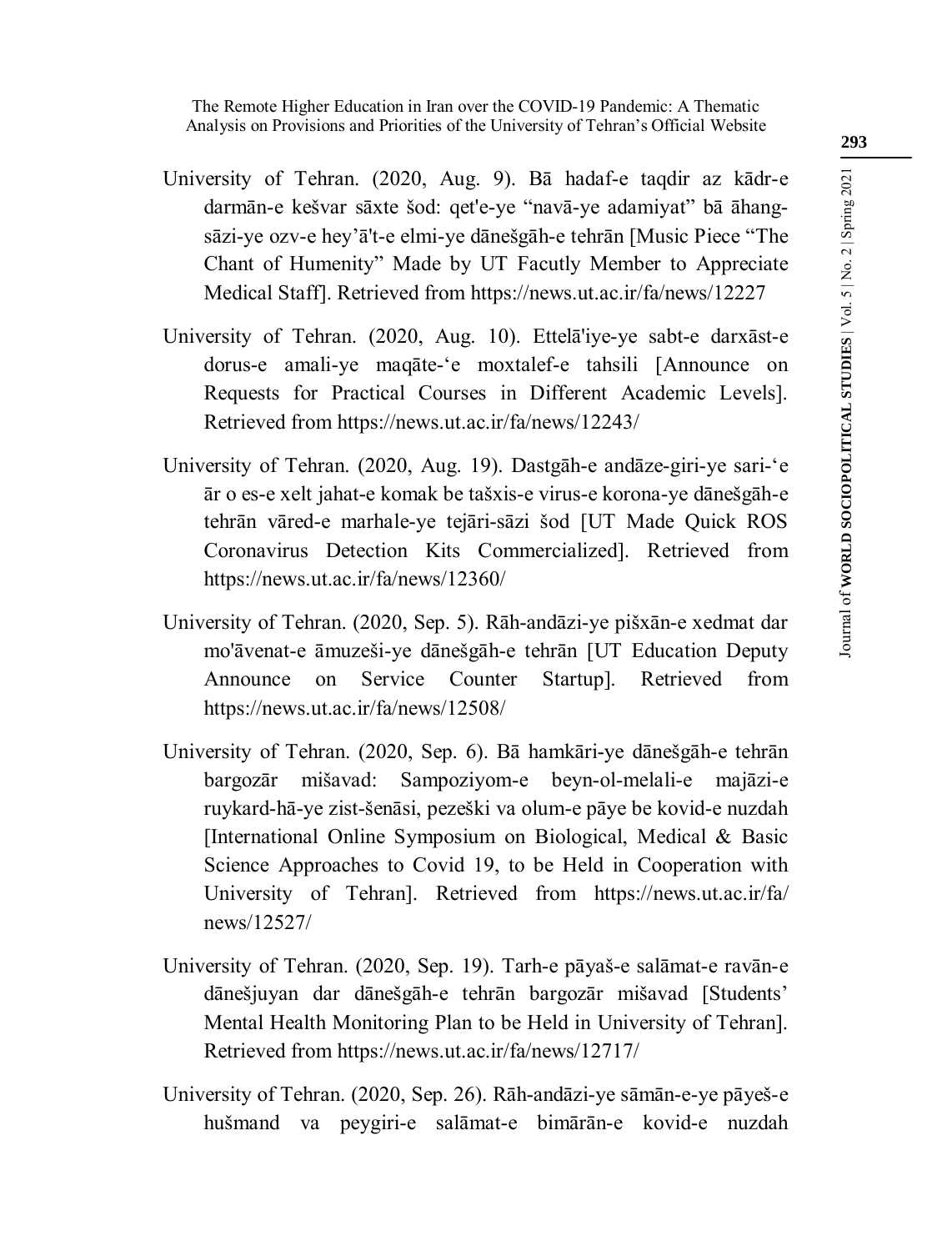University of Tehran. (2020, Aug. 9). Bā hadaf-e taqdir az kādr-e darmān-e kešvar sāxte šod: qet'e-ye "navā-ye adamiyat" bā āhang-sāzi-ye ozv-e hey'ā't-e elmi-ye dānešgāh-e tehrān [Music Piece "The Chant of Humenity" Made by UT Facutly Member to Appreciate Medical Staff]. Retrieved from https://news.ut.ac.ir/fa/news/12227

University of Tehran. (2020, Aug. 10). Ettelā'iye-ye sabt-e darxāst-e dorus-e amali-ye maqāte-'e moxtalef-e tahsili [Announce on Requests for Practical Courses in Different Academic Levels]. Retrieved from https://news.ut.ac.ir/fa/news/12243/

University of Tehran. (2020, Aug. 19). Dastgāh-e andāze-giri-ye sari-'e ār o es-e xelt jahat-e komak be tašxis-e virus-e korona-ye dānešgāh-e tehrān vāred-e marhale-ye tejāri-sāzi šod [UT Made Quick ROS Coronavirus Detection Kits Commercialized]. Retrieved from https://news.ut.ac.ir/fa/news/12360/

University of Tehran. (2020, Sep. 5). Rāh-andāzi-ye pišxān-e xedmat dar mo'āvenat-e āmuzeši-ye dānešgāh-e tehrān [UT Education Deputy Announce on Service Counter Startup]. Retrieved from https://news.ut.ac.ir/fa/news/12508/

University of Tehran. (2020, Sep. 6). Bā hamkāri-ye dānešgāh-e tehrān bargozār mišavad: Sampoziyom-e beyn-ol-melali-e majāzi-e ruykard-hā-ye zist-šenāsi, pezeški va olum-e pāye be kovid-e nuzdah [International Online Symposium on Biological, Medical & Basic Science Approaches to Covid 19, to be Held in Cooperation with University of Tehran]. Retrieved from https://news.ut.ac.ir/fa/news/12527/

University of Tehran. (2020, Sep. 19). Tarh-e pāyaš-e salāmat-e ravān-e dānešjuyan dar dānešgāh-e tehrān bargozār mišavad [Students' Mental Health Monitoring Plan to be Held in University of Tehran]. Retrieved from https://news.ut.ac.ir/fa/news/12717/

University of Tehran. (2020, Sep. 26). Rāh-andāzi-ye sāmān-e-ye pāyeš-e hušmand va peygiri-e salāmat-e bimārān-e kovid-e nuzdah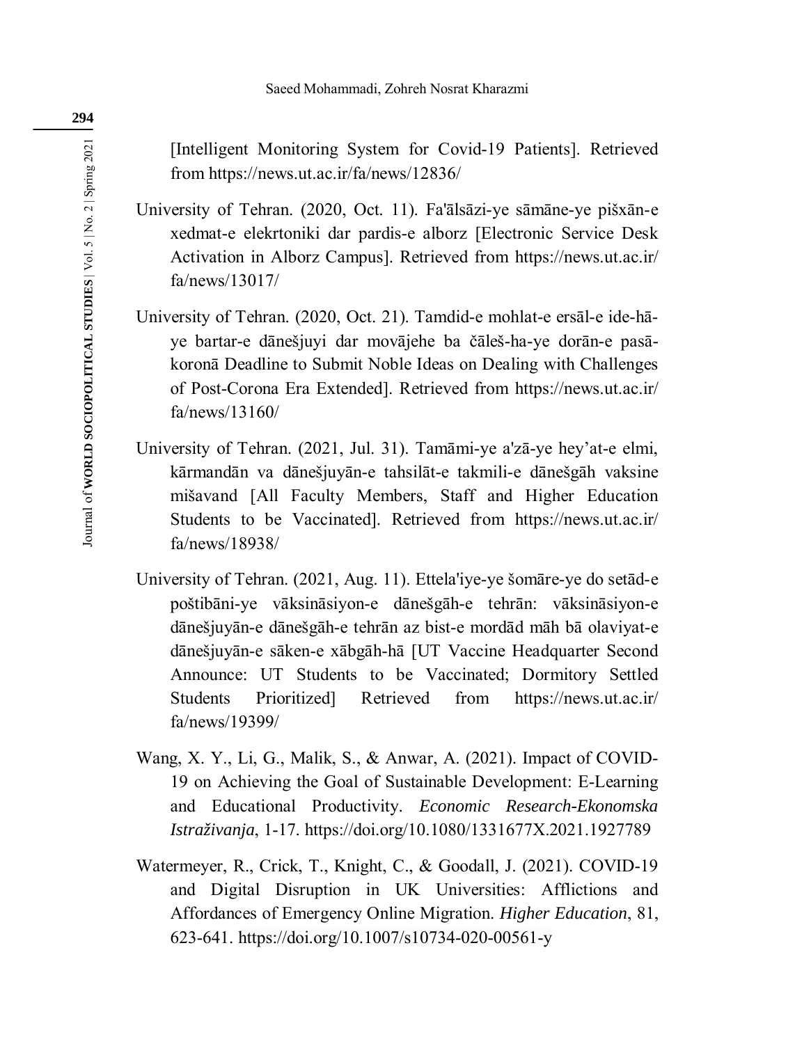[Intelligent Monitoring System for Covid-19 Patients]. Retrieved from https://news.ut.ac.ir/fa/news/12836/

University of Tehran. (2020, Oct. 11). Fa'ālsāzi-ye sāmāne-ye pišxān-e xedmat-e elekrtoniki dar pardis-e alborz [Electronic Service Desk Activation in Alborz Campus]. Retrieved from https://news.ut.ac.ir/fa/news/13017/

University of Tehran. (2020, Oct. 21). Tamdid-e mohlat-e ersāl-e ide-hā-ye bartar-e dānešjuyi dar movājehe ba čāleš-ha-ye dorān-e pasā-koronā Deadline to Submit Noble Ideas on Dealing with Challenges of Post-Corona Era Extended]. Retrieved from https://news.ut.ac.ir/fa/news/13160/

University of Tehran. (2021, Jul. 31). Tamāmi-ye a'zā-ye hey'at-e elmi, kārmandān va dānešjuyān-e tahsilāt-e takmili-e dānešgāh vaksine mišavand [All Faculty Members, Staff and Higher Education Students to be Vaccinated]. Retrieved from https://news.ut.ac.ir/fa/news/18938/

University of Tehran. (2021, Aug. 11). Ettela'iye-ye šomāre-ye do setād-e poštibāni-ye vāksināsiyon-e dānešgāh-e tehrān: vāksināsiyon-e dānešjuyān-e dānešgāh-e tehrān az bist-e mordād māh bā olaviyat-e dānešjuyān-e sāken-e xābgāh-hā [UT Vaccine Headquarter Second Announce: UT Students to be Vaccinated; Dormitory Settled Students Prioritized] Retrieved from https://news.ut.ac.ir/fa/news/19399/

Wang, X. Y., Li, G., Malik, S., & Anwar, A. (2021). Impact of COVID-19 on Achieving the Goal of Sustainable Development: E-Learning and Educational Productivity. *Economic Research-Ekonomska Istraživanja*, 1-17. https://doi.org/10.1080/1331677X.2021.1927789

Watermeyer, R., Crick, T., Knight, C., & Goodall, J. (2021). COVID-19 and Digital Disruption in UK Universities: Afflictions and Affordances of Emergency Online Migration. *Higher Education*, 81, 623-641. https://doi.org/10.1007/s10734-020-00561-y